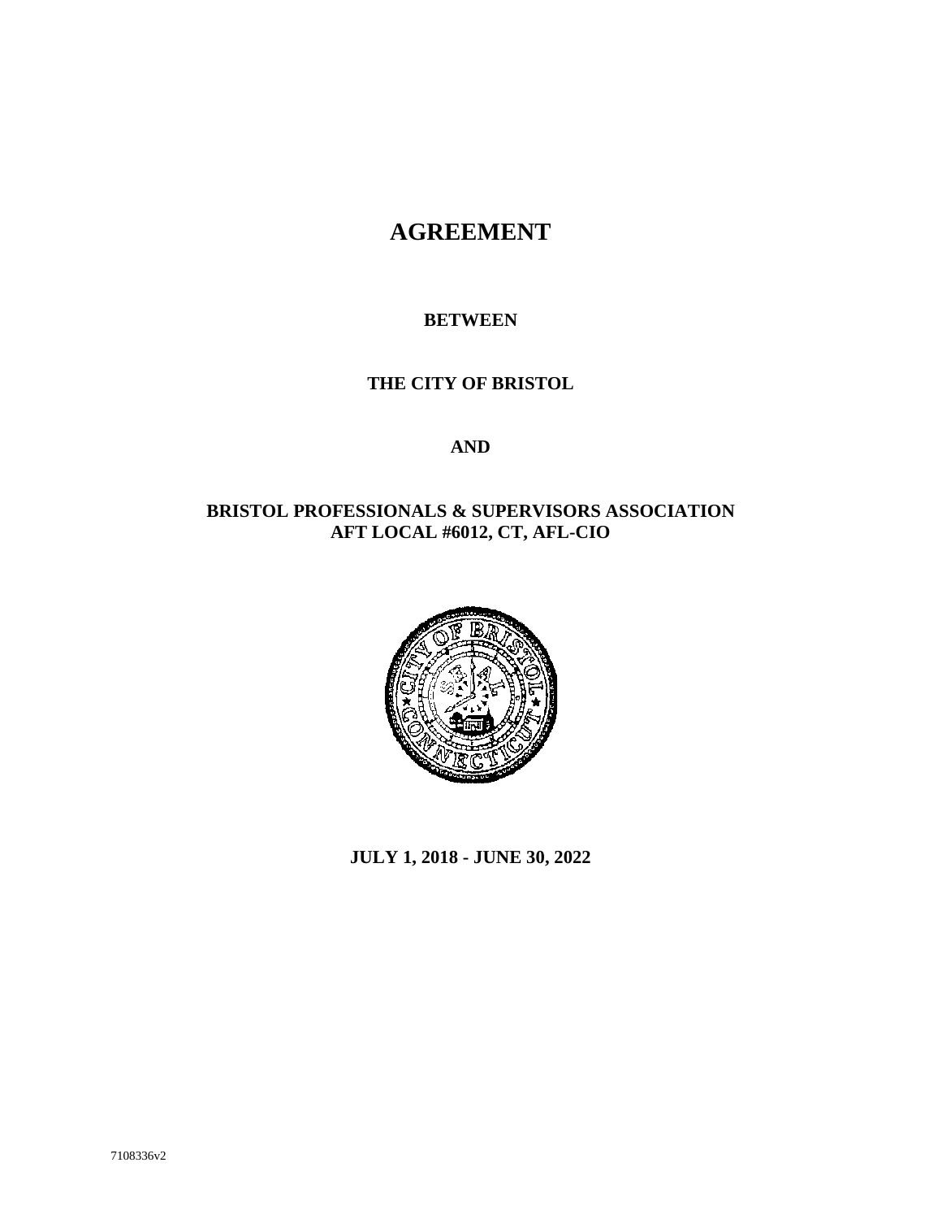# AGREEMENT

**BETWEEN**

**THE CITY OF BRISTOL**

**AND**

**BRISTOL PROFESSIONALS & SUPERVISORS ASSOCIATION**
**AFT LOCAL #6012, CT, AFL-CIO**

**JULY 1, 2018 - JUNE 30, 2022**

7108336v2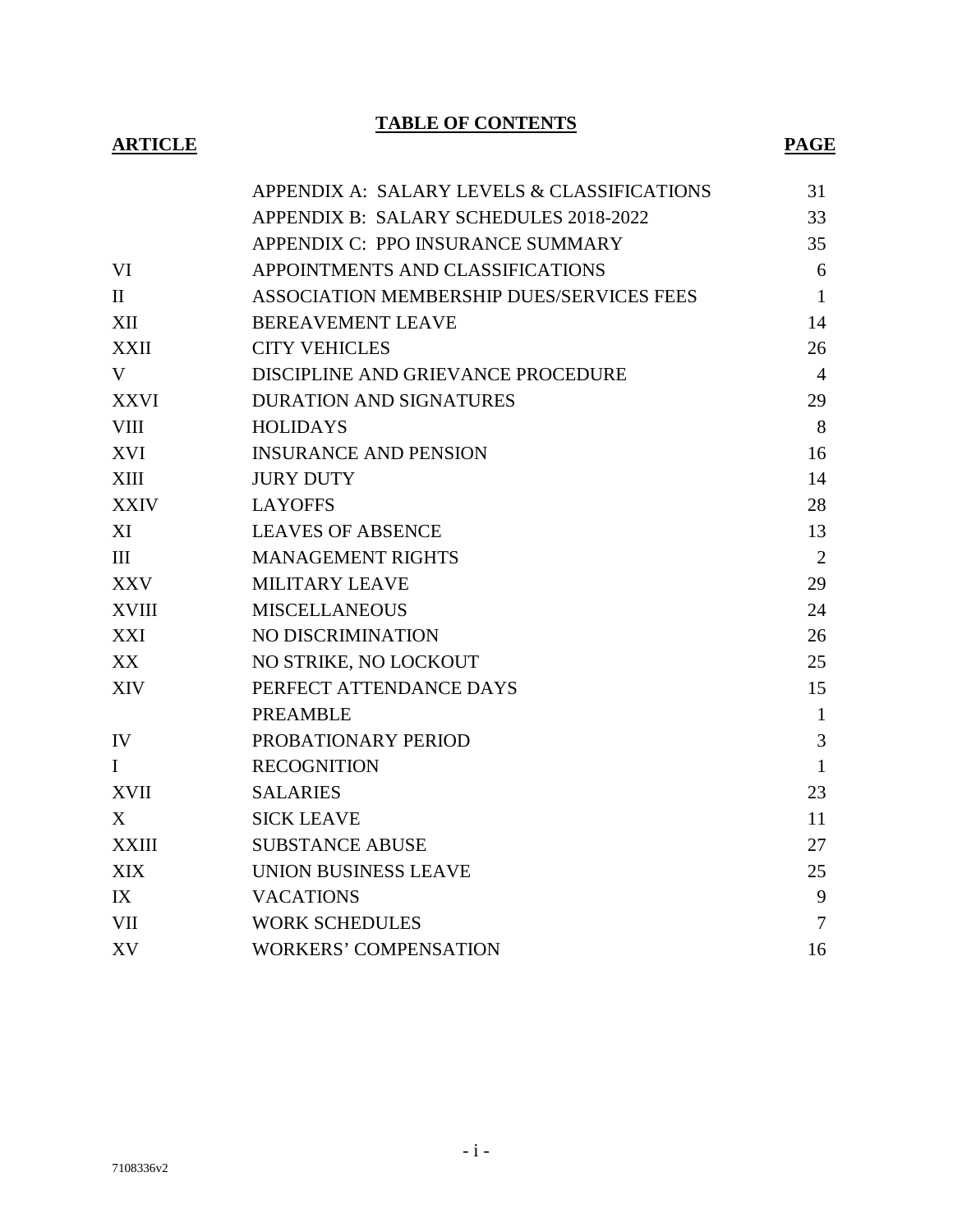# TABLE OF CONTENTS

| ARTICLE | | PAGE |
|---|---|---|
| | APPENDIX A: SALARY LEVELS & CLASSIFICATIONS | 31 |
| | APPENDIX B: SALARY SCHEDULES 2018-2022 | 33 |
| | APPENDIX C: PPO INSURANCE SUMMARY | 35 |
| VI | APPOINTMENTS AND CLASSIFICATIONS | 6 |
| II | ASSOCIATION MEMBERSHIP DUES/SERVICES FEES | 1 |
| XII | BEREAVEMENT LEAVE | 14 |
| XXII | CITY VEHICLES | 26 |
| V | DISCIPLINE AND GRIEVANCE PROCEDURE | 4 |
| XXVI | DURATION AND SIGNATURES | 29 |
| VIII | HOLIDAYS | 8 |
| XVI | INSURANCE AND PENSION | 16 |
| XIII | JURY DUTY | 14 |
| XXIV | LAYOFFS | 28 |
| XI | LEAVES OF ABSENCE | 13 |
| III | MANAGEMENT RIGHTS | 2 |
| XXV | MILITARY LEAVE | 29 |
| XVIII | MISCELLANEOUS | 24 |
| XXI | NO DISCRIMINATION | 26 |
| XX | NO STRIKE, NO LOCKOUT | 25 |
| XIV | PERFECT ATTENDANCE DAYS | 15 |
| | PREAMBLE | 1 |
| IV | PROBATIONARY PERIOD | 3 |
| I | RECOGNITION | 1 |
| XVII | SALARIES | 23 |
| X | SICK LEAVE | 11 |
| XXIII | SUBSTANCE ABUSE | 27 |
| XIX | UNION BUSINESS LEAVE | 25 |
| IX | VACATIONS | 9 |
| VII | WORK SCHEDULES | 7 |
| XV | WORKERS' COMPENSATION | 16 |

7108336v2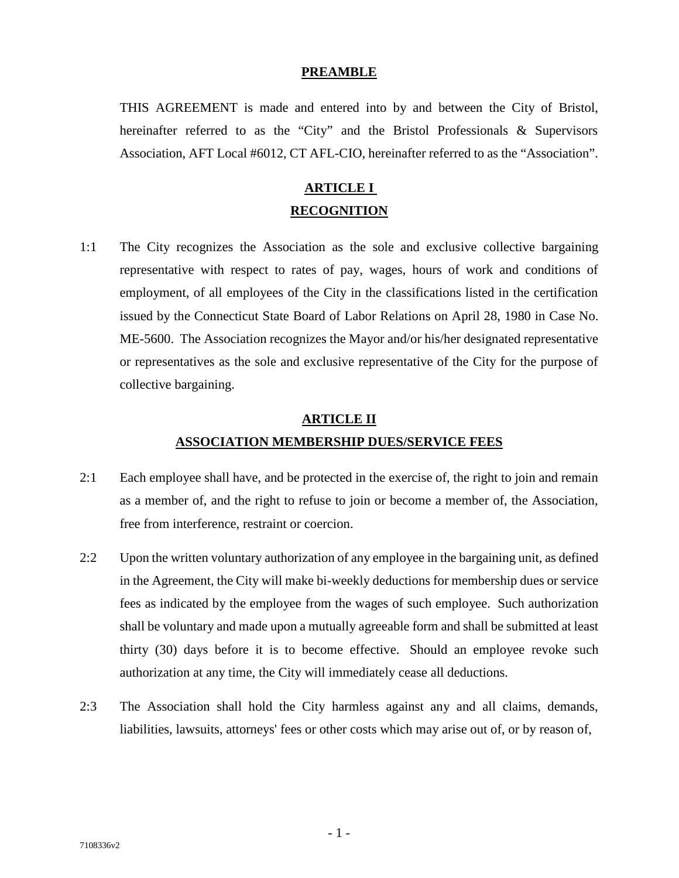## PREAMBLE

THIS AGREEMENT is made and entered into by and between the City of Bristol, hereinafter referred to as the "City" and the Bristol Professionals & Supervisors Association, AFT Local #6012, CT AFL-CIO, hereinafter referred to as the "Association".

## ARTICLE I
## RECOGNITION

1:1 The City recognizes the Association as the sole and exclusive collective bargaining representative with respect to rates of pay, wages, hours of work and conditions of employment, of all employees of the City in the classifications listed in the certification issued by the Connecticut State Board of Labor Relations on April 28, 1980 in Case No. ME-5600. The Association recognizes the Mayor and/or his/her designated representative or representatives as the sole and exclusive representative of the City for the purpose of collective bargaining.

## ARTICLE II
## ASSOCIATION MEMBERSHIP DUES/SERVICE FEES

2:1 Each employee shall have, and be protected in the exercise of, the right to join and remain as a member of, and the right to refuse to join or become a member of, the Association, free from interference, restraint or coercion.

2:2 Upon the written voluntary authorization of any employee in the bargaining unit, as defined in the Agreement, the City will make bi-weekly deductions for membership dues or service fees as indicated by the employee from the wages of such employee. Such authorization shall be voluntary and made upon a mutually agreeable form and shall be submitted at least thirty (30) days before it is to become effective. Should an employee revoke such authorization at any time, the City will immediately cease all deductions.

2:3 The Association shall hold the City harmless against any and all claims, demands, liabilities, lawsuits, attorneys' fees or other costs which may arise out of, or by reason of,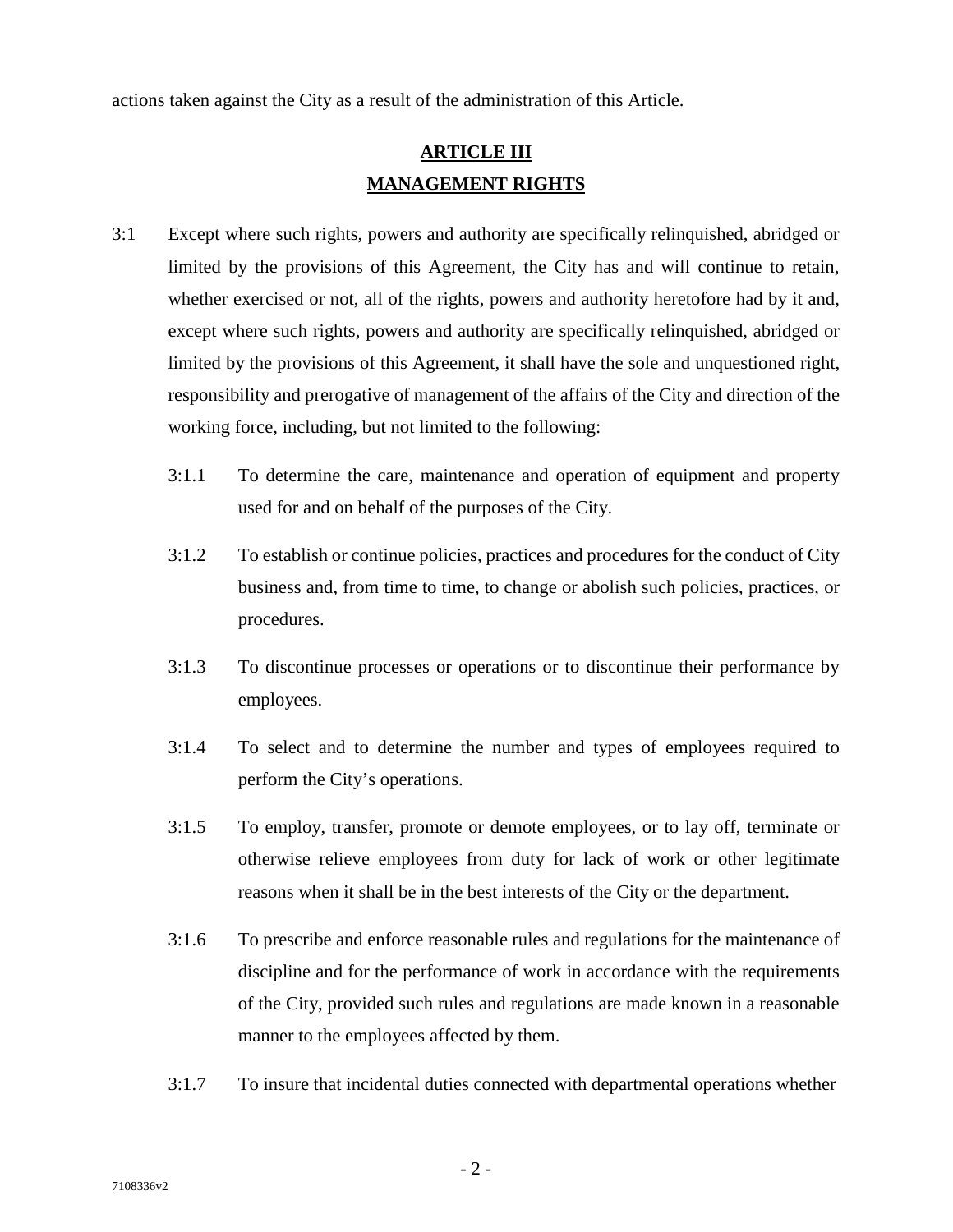actions taken against the City as a result of the administration of this Article.

## ARTICLE III
## MANAGEMENT RIGHTS

3:1 Except where such rights, powers and authority are specifically relinquished, abridged or limited by the provisions of this Agreement, the City has and will continue to retain, whether exercised or not, all of the rights, powers and authority heretofore had by it and, except where such rights, powers and authority are specifically relinquished, abridged or limited by the provisions of this Agreement, it shall have the sole and unquestioned right, responsibility and prerogative of management of the affairs of the City and direction of the working force, including, but not limited to the following:

3:1.1 To determine the care, maintenance and operation of equipment and property used for and on behalf of the purposes of the City.

3:1.2 To establish or continue policies, practices and procedures for the conduct of City business and, from time to time, to change or abolish such policies, practices, or procedures.

3:1.3 To discontinue processes or operations or to discontinue their performance by employees.

3:1.4 To select and to determine the number and types of employees required to perform the City's operations.

3:1.5 To employ, transfer, promote or demote employees, or to lay off, terminate or otherwise relieve employees from duty for lack of work or other legitimate reasons when it shall be in the best interests of the City or the department.

3:1.6 To prescribe and enforce reasonable rules and regulations for the maintenance of discipline and for the performance of work in accordance with the requirements of the City, provided such rules and regulations are made known in a reasonable manner to the employees affected by them.

3:1.7 To insure that incidental duties connected with departmental operations whether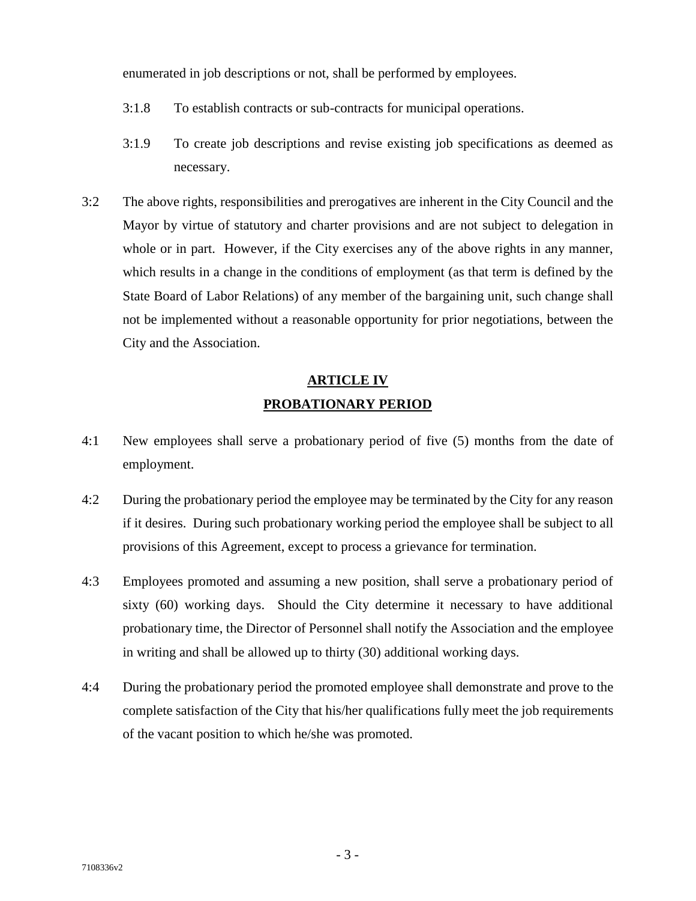enumerated in job descriptions or not, shall be performed by employees.

3:1.8 To establish contracts or sub-contracts for municipal operations.

3:1.9 To create job descriptions and revise existing job specifications as deemed as necessary.

3:2 The above rights, responsibilities and prerogatives are inherent in the City Council and the Mayor by virtue of statutory and charter provisions and are not subject to delegation in whole or in part. However, if the City exercises any of the above rights in any manner, which results in a change in the conditions of employment (as that term is defined by the State Board of Labor Relations) of any member of the bargaining unit, such change shall not be implemented without a reasonable opportunity for prior negotiations, between the City and the Association.

## ARTICLE IV
## PROBATIONARY PERIOD

4:1 New employees shall serve a probationary period of five (5) months from the date of employment.

4:2 During the probationary period the employee may be terminated by the City for any reason if it desires. During such probationary working period the employee shall be subject to all provisions of this Agreement, except to process a grievance for termination.

4:3 Employees promoted and assuming a new position, shall serve a probationary period of sixty (60) working days. Should the City determine it necessary to have additional probationary time, the Director of Personnel shall notify the Association and the employee in writing and shall be allowed up to thirty (30) additional working days.

4:4 During the probationary period the promoted employee shall demonstrate and prove to the complete satisfaction of the City that his/her qualifications fully meet the job requirements of the vacant position to which he/she was promoted.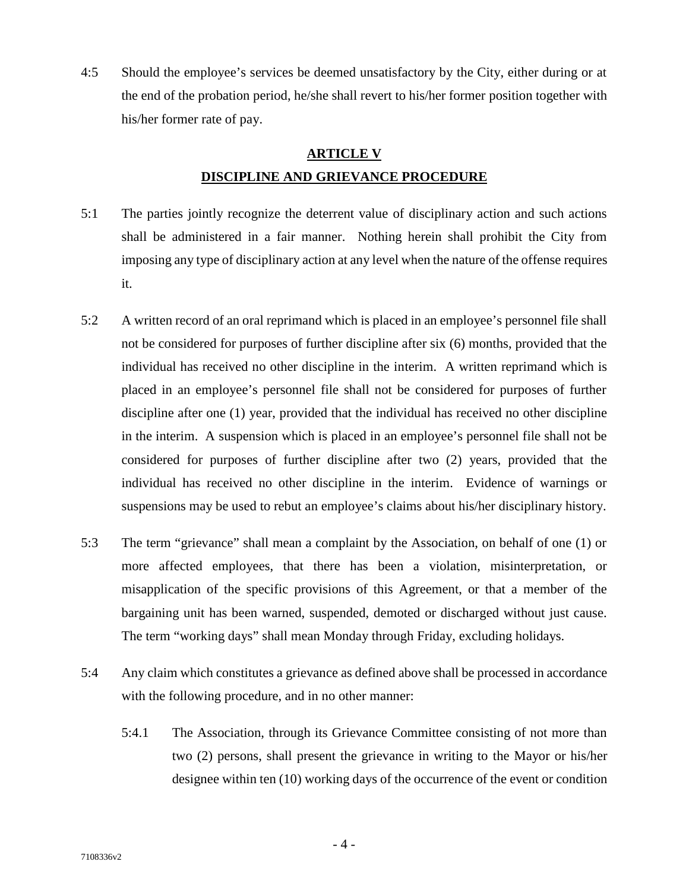4:5 Should the employee's services be deemed unsatisfactory by the City, either during or at the end of the probation period, he/she shall revert to his/her former position together with his/her former rate of pay.

## ARTICLE V
## DISCIPLINE AND GRIEVANCE PROCEDURE

5:1 The parties jointly recognize the deterrent value of disciplinary action and such actions shall be administered in a fair manner. Nothing herein shall prohibit the City from imposing any type of disciplinary action at any level when the nature of the offense requires it.

5:2 A written record of an oral reprimand which is placed in an employee's personnel file shall not be considered for purposes of further discipline after six (6) months, provided that the individual has received no other discipline in the interim. A written reprimand which is placed in an employee's personnel file shall not be considered for purposes of further discipline after one (1) year, provided that the individual has received no other discipline in the interim. A suspension which is placed in an employee's personnel file shall not be considered for purposes of further discipline after two (2) years, provided that the individual has received no other discipline in the interim. Evidence of warnings or suspensions may be used to rebut an employee's claims about his/her disciplinary history.

5:3 The term "grievance" shall mean a complaint by the Association, on behalf of one (1) or more affected employees, that there has been a violation, misinterpretation, or misapplication of the specific provisions of this Agreement, or that a member of the bargaining unit has been warned, suspended, demoted or discharged without just cause. The term "working days" shall mean Monday through Friday, excluding holidays.

5:4 Any claim which constitutes a grievance as defined above shall be processed in accordance with the following procedure, and in no other manner:

5:4.1 The Association, through its Grievance Committee consisting of not more than two (2) persons, shall present the grievance in writing to the Mayor or his/her designee within ten (10) working days of the occurrence of the event or condition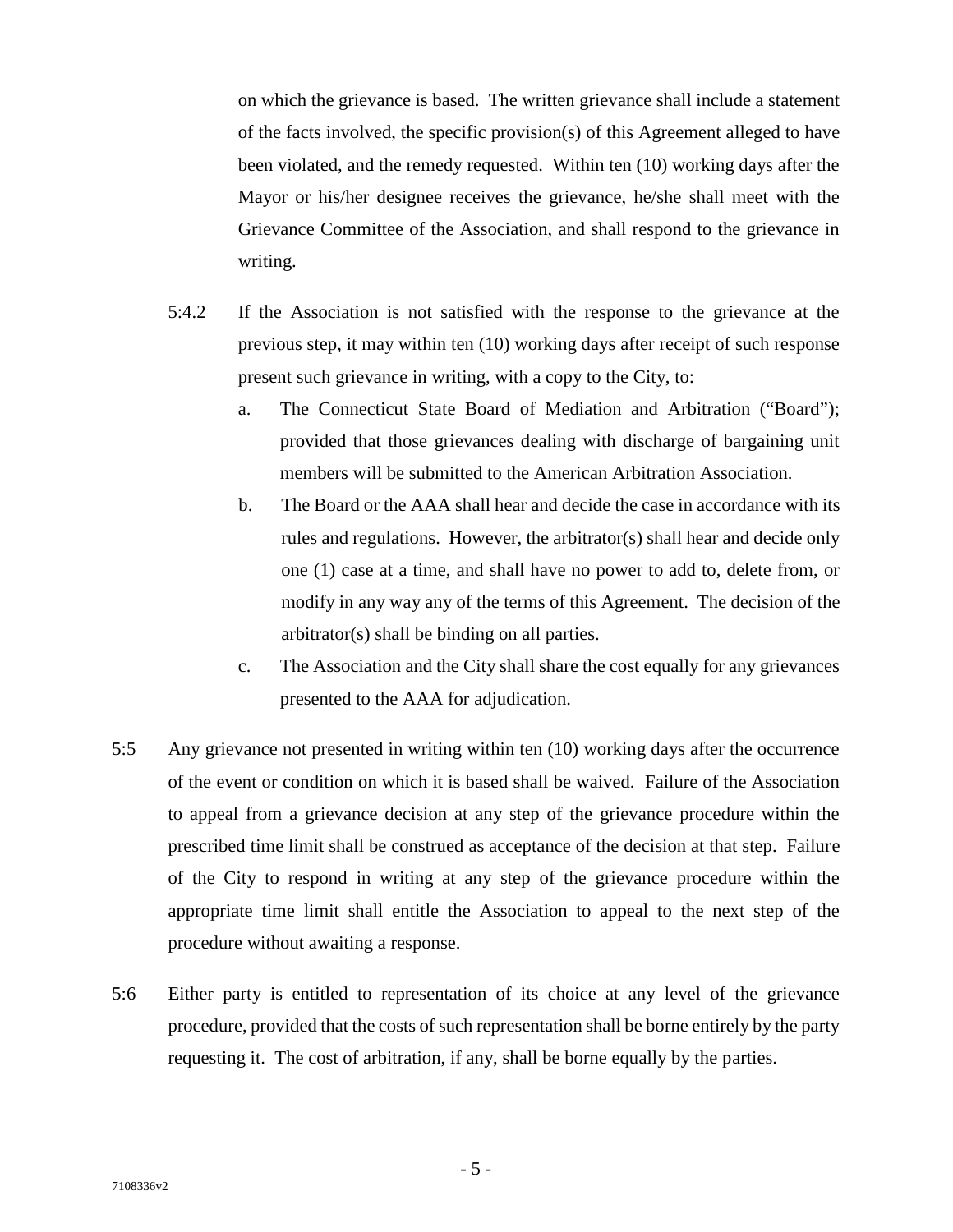on which the grievance is based. The written grievance shall include a statement of the facts involved, the specific provision(s) of this Agreement alleged to have been violated, and the remedy requested. Within ten (10) working days after the Mayor or his/her designee receives the grievance, he/she shall meet with the Grievance Committee of the Association, and shall respond to the grievance in writing.

5:4.2 If the Association is not satisfied with the response to the grievance at the previous step, it may within ten (10) working days after receipt of such response present such grievance in writing, with a copy to the City, to:

a. The Connecticut State Board of Mediation and Arbitration ("Board"); provided that those grievances dealing with discharge of bargaining unit members will be submitted to the American Arbitration Association.

b. The Board or the AAA shall hear and decide the case in accordance with its rules and regulations. However, the arbitrator(s) shall hear and decide only one (1) case at a time, and shall have no power to add to, delete from, or modify in any way any of the terms of this Agreement. The decision of the arbitrator(s) shall be binding on all parties.

c. The Association and the City shall share the cost equally for any grievances presented to the AAA for adjudication.

5:5 Any grievance not presented in writing within ten (10) working days after the occurrence of the event or condition on which it is based shall be waived. Failure of the Association to appeal from a grievance decision at any step of the grievance procedure within the prescribed time limit shall be construed as acceptance of the decision at that step. Failure of the City to respond in writing at any step of the grievance procedure within the appropriate time limit shall entitle the Association to appeal to the next step of the procedure without awaiting a response.

5:6 Either party is entitled to representation of its choice at any level of the grievance procedure, provided that the costs of such representation shall be borne entirely by the party requesting it. The cost of arbitration, if any, shall be borne equally by the parties.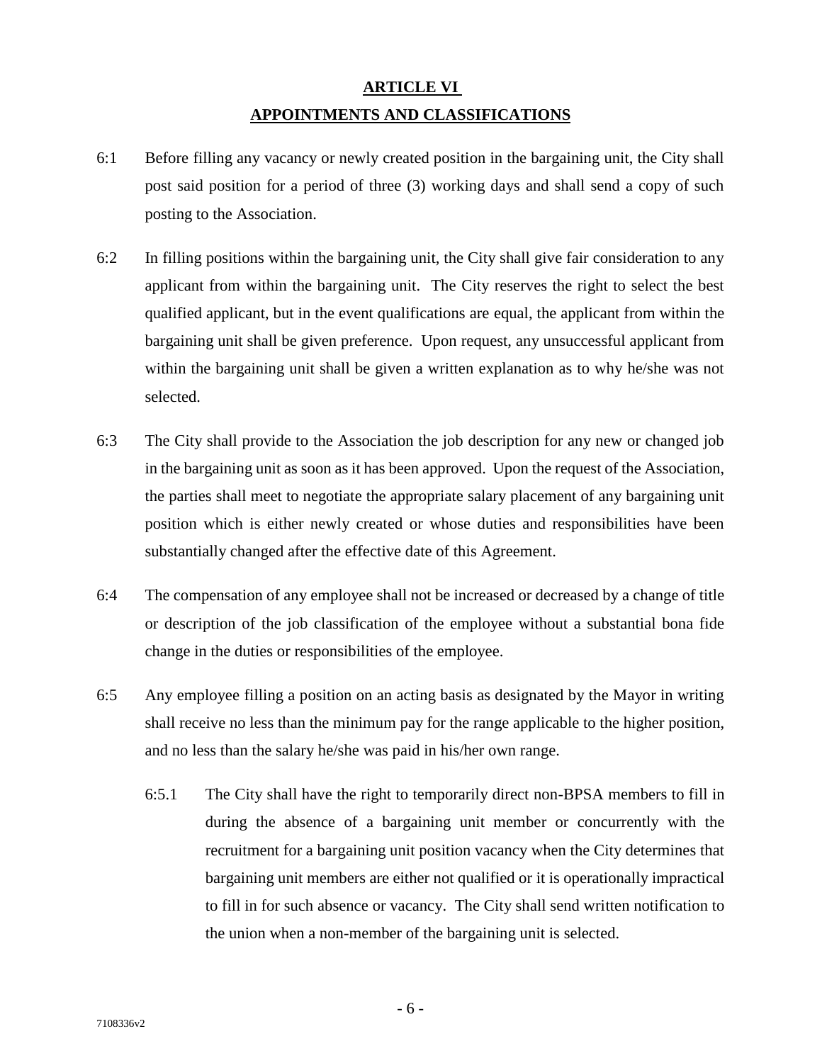## ARTICLE VI
## APPOINTMENTS AND CLASSIFICATIONS

6:1 Before filling any vacancy or newly created position in the bargaining unit, the City shall post said position for a period of three (3) working days and shall send a copy of such posting to the Association.

6:2 In filling positions within the bargaining unit, the City shall give fair consideration to any applicant from within the bargaining unit. The City reserves the right to select the best qualified applicant, but in the event qualifications are equal, the applicant from within the bargaining unit shall be given preference. Upon request, any unsuccessful applicant from within the bargaining unit shall be given a written explanation as to why he/she was not selected.

6:3 The City shall provide to the Association the job description for any new or changed job in the bargaining unit as soon as it has been approved. Upon the request of the Association, the parties shall meet to negotiate the appropriate salary placement of any bargaining unit position which is either newly created or whose duties and responsibilities have been substantially changed after the effective date of this Agreement.

6:4 The compensation of any employee shall not be increased or decreased by a change of title or description of the job classification of the employee without a substantial bona fide change in the duties or responsibilities of the employee.

6:5 Any employee filling a position on an acting basis as designated by the Mayor in writing shall receive no less than the minimum pay for the range applicable to the higher position, and no less than the salary he/she was paid in his/her own range.

6:5.1 The City shall have the right to temporarily direct non-BPSA members to fill in during the absence of a bargaining unit member or concurrently with the recruitment for a bargaining unit position vacancy when the City determines that bargaining unit members are either not qualified or it is operationally impractical to fill in for such absence or vacancy. The City shall send written notification to the union when a non-member of the bargaining unit is selected.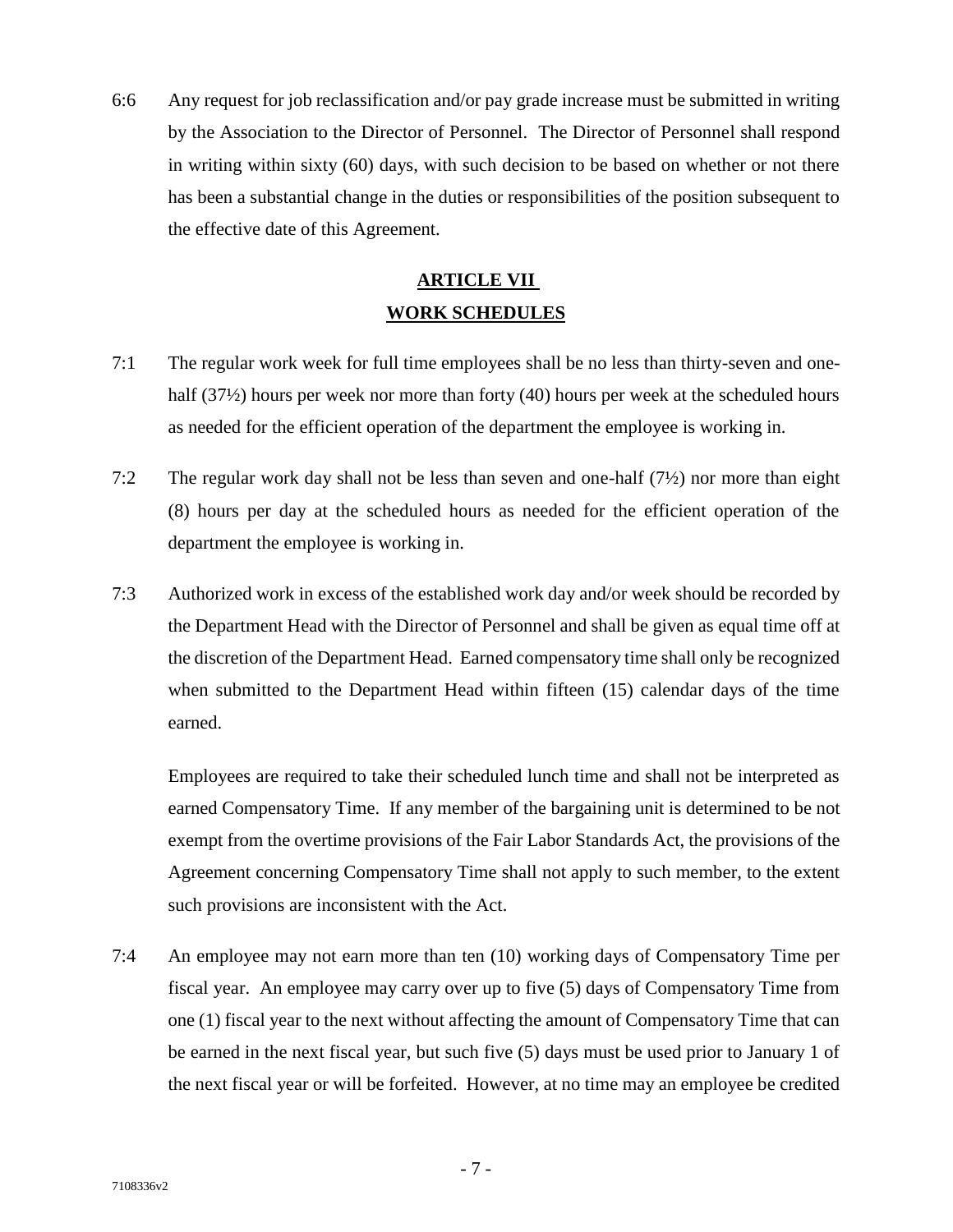6:6 Any request for job reclassification and/or pay grade increase must be submitted in writing by the Association to the Director of Personnel. The Director of Personnel shall respond in writing within sixty (60) days, with such decision to be based on whether or not there has been a substantial change in the duties or responsibilities of the position subsequent to the effective date of this Agreement.

## ARTICLE VII
## WORK SCHEDULES

7:1 The regular work week for full time employees shall be no less than thirty-seven and one-half (37½) hours per week nor more than forty (40) hours per week at the scheduled hours as needed for the efficient operation of the department the employee is working in.

7:2 The regular work day shall not be less than seven and one-half (7½) nor more than eight (8) hours per day at the scheduled hours as needed for the efficient operation of the department the employee is working in.

7:3 Authorized work in excess of the established work day and/or week should be recorded by the Department Head with the Director of Personnel and shall be given as equal time off at the discretion of the Department Head. Earned compensatory time shall only be recognized when submitted to the Department Head within fifteen (15) calendar days of the time earned.

Employees are required to take their scheduled lunch time and shall not be interpreted as earned Compensatory Time. If any member of the bargaining unit is determined to be not exempt from the overtime provisions of the Fair Labor Standards Act, the provisions of the Agreement concerning Compensatory Time shall not apply to such member, to the extent such provisions are inconsistent with the Act.

7:4 An employee may not earn more than ten (10) working days of Compensatory Time per fiscal year. An employee may carry over up to five (5) days of Compensatory Time from one (1) fiscal year to the next without affecting the amount of Compensatory Time that can be earned in the next fiscal year, but such five (5) days must be used prior to January 1 of the next fiscal year or will be forfeited. However, at no time may an employee be credited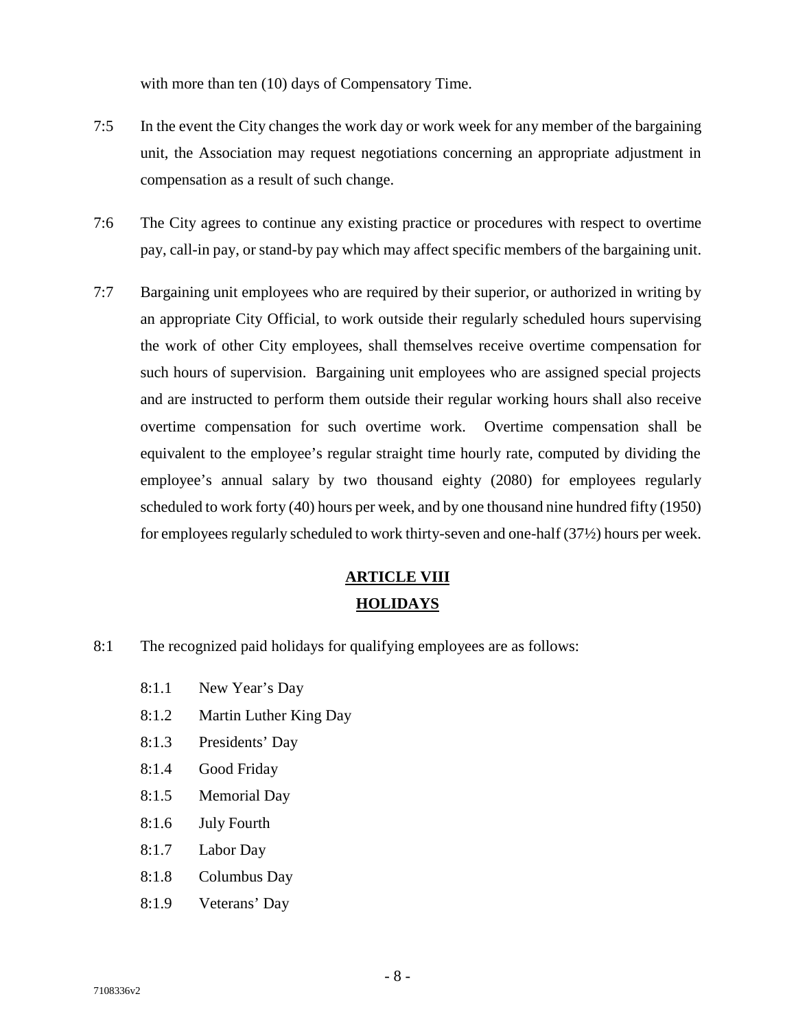with more than ten (10) days of Compensatory Time.

7:5 In the event the City changes the work day or work week for any member of the bargaining unit, the Association may request negotiations concerning an appropriate adjustment in compensation as a result of such change.

7:6 The City agrees to continue any existing practice or procedures with respect to overtime pay, call-in pay, or stand-by pay which may affect specific members of the bargaining unit.

7:7 Bargaining unit employees who are required by their superior, or authorized in writing by an appropriate City Official, to work outside their regularly scheduled hours supervising the work of other City employees, shall themselves receive overtime compensation for such hours of supervision. Bargaining unit employees who are assigned special projects and are instructed to perform them outside their regular working hours shall also receive overtime compensation for such overtime work. Overtime compensation shall be equivalent to the employee's regular straight time hourly rate, computed by dividing the employee's annual salary by two thousand eighty (2080) for employees regularly scheduled to work forty (40) hours per week, and by one thousand nine hundred fifty (1950) for employees regularly scheduled to work thirty-seven and one-half (37½) hours per week.

## ARTICLE VIII
## HOLIDAYS

8:1 The recognized paid holidays for qualifying employees are as follows:

- 8:1.1 New Year's Day
- 8:1.2 Martin Luther King Day
- 8:1.3 Presidents' Day
- 8:1.4 Good Friday
- 8:1.5 Memorial Day
- 8:1.6 July Fourth
- 8:1.7 Labor Day
- 8:1.8 Columbus Day
- 8:1.9 Veterans' Day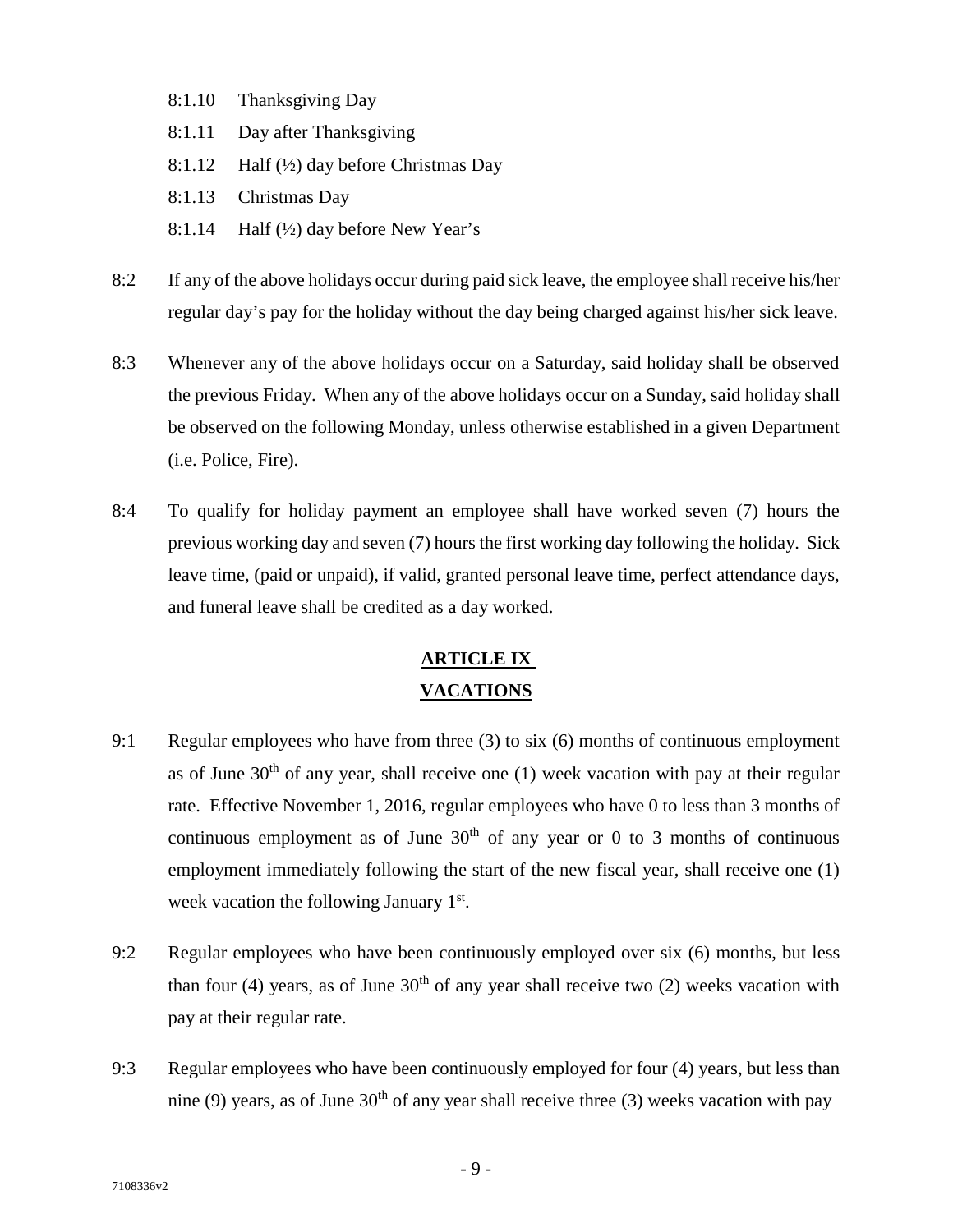8:1.10 Thanksgiving Day

8:1.11 Day after Thanksgiving

8:1.12 Half (½) day before Christmas Day

8:1.13 Christmas Day

8:1.14 Half (½) day before New Year's

8:2 If any of the above holidays occur during paid sick leave, the employee shall receive his/her regular day's pay for the holiday without the day being charged against his/her sick leave.

8:3 Whenever any of the above holidays occur on a Saturday, said holiday shall be observed the previous Friday. When any of the above holidays occur on a Sunday, said holiday shall be observed on the following Monday, unless otherwise established in a given Department (i.e. Police, Fire).

8:4 To qualify for holiday payment an employee shall have worked seven (7) hours the previous working day and seven (7) hours the first working day following the holiday. Sick leave time, (paid or unpaid), if valid, granted personal leave time, perfect attendance days, and funeral leave shall be credited as a day worked.

## ARTICLE IX
## VACATIONS

9:1 Regular employees who have from three (3) to six (6) months of continuous employment as of June 30th of any year, shall receive one (1) week vacation with pay at their regular rate. Effective November 1, 2016, regular employees who have 0 to less than 3 months of continuous employment as of June 30th of any year or 0 to 3 months of continuous employment immediately following the start of the new fiscal year, shall receive one (1) week vacation the following January 1st.

9:2 Regular employees who have been continuously employed over six (6) months, but less than four (4) years, as of June 30th of any year shall receive two (2) weeks vacation with pay at their regular rate.

9:3 Regular employees who have been continuously employed for four (4) years, but less than nine (9) years, as of June 30th of any year shall receive three (3) weeks vacation with pay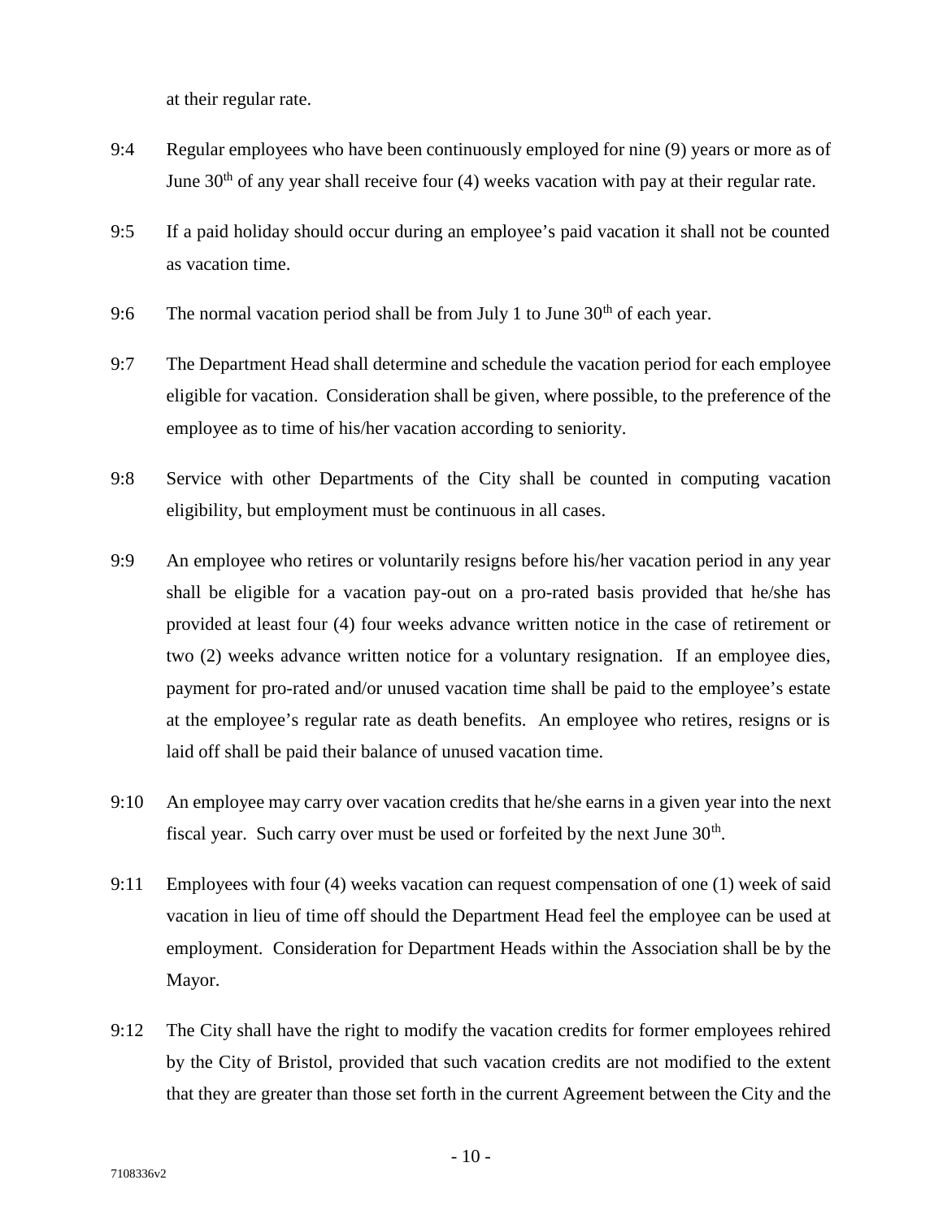at their regular rate.

9:4 Regular employees who have been continuously employed for nine (9) years or more as of June 30th of any year shall receive four (4) weeks vacation with pay at their regular rate.

9:5 If a paid holiday should occur during an employee's paid vacation it shall not be counted as vacation time.

9:6 The normal vacation period shall be from July 1 to June 30th of each year.

9:7 The Department Head shall determine and schedule the vacation period for each employee eligible for vacation. Consideration shall be given, where possible, to the preference of the employee as to time of his/her vacation according to seniority.

9:8 Service with other Departments of the City shall be counted in computing vacation eligibility, but employment must be continuous in all cases.

9:9 An employee who retires or voluntarily resigns before his/her vacation period in any year shall be eligible for a vacation pay-out on a pro-rated basis provided that he/she has provided at least four (4) four weeks advance written notice in the case of retirement or two (2) weeks advance written notice for a voluntary resignation. If an employee dies, payment for pro-rated and/or unused vacation time shall be paid to the employee's estate at the employee's regular rate as death benefits. An employee who retires, resigns or is laid off shall be paid their balance of unused vacation time.

9:10 An employee may carry over vacation credits that he/she earns in a given year into the next fiscal year. Such carry over must be used or forfeited by the next June 30th.

9:11 Employees with four (4) weeks vacation can request compensation of one (1) week of said vacation in lieu of time off should the Department Head feel the employee can be used at employment. Consideration for Department Heads within the Association shall be by the Mayor.

9:12 The City shall have the right to modify the vacation credits for former employees rehired by the City of Bristol, provided that such vacation credits are not modified to the extent that they are greater than those set forth in the current Agreement between the City and the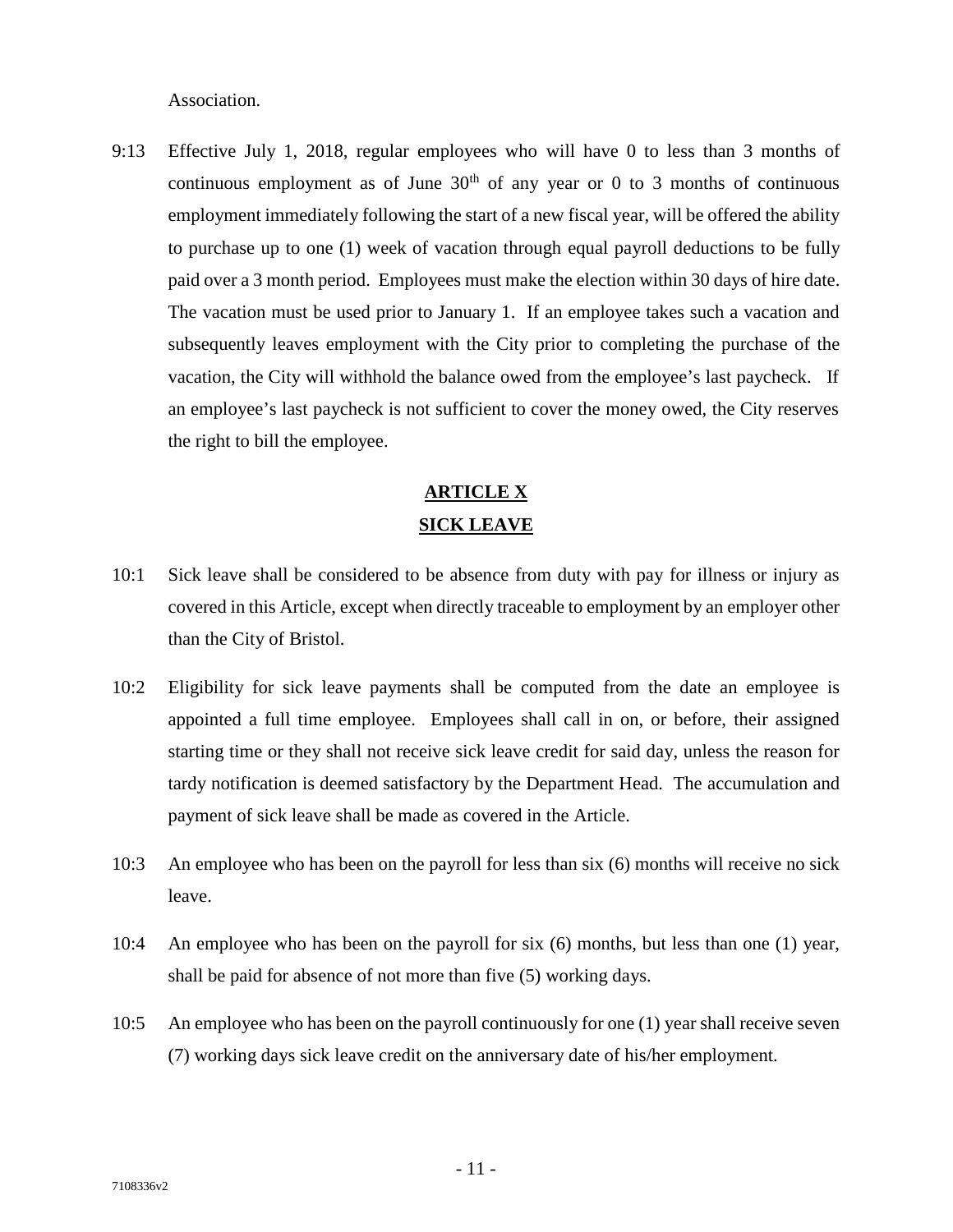Association.

9:13 Effective July 1, 2018, regular employees who will have 0 to less than 3 months of continuous employment as of June 30th of any year or 0 to 3 months of continuous employment immediately following the start of a new fiscal year, will be offered the ability to purchase up to one (1) week of vacation through equal payroll deductions to be fully paid over a 3 month period. Employees must make the election within 30 days of hire date. The vacation must be used prior to January 1. If an employee takes such a vacation and subsequently leaves employment with the City prior to completing the purchase of the vacation, the City will withhold the balance owed from the employee's last paycheck. If an employee's last paycheck is not sufficient to cover the money owed, the City reserves the right to bill the employee.

## ARTICLE X
## SICK LEAVE

10:1 Sick leave shall be considered to be absence from duty with pay for illness or injury as covered in this Article, except when directly traceable to employment by an employer other than the City of Bristol.

10:2 Eligibility for sick leave payments shall be computed from the date an employee is appointed a full time employee. Employees shall call in on, or before, their assigned starting time or they shall not receive sick leave credit for said day, unless the reason for tardy notification is deemed satisfactory by the Department Head. The accumulation and payment of sick leave shall be made as covered in the Article.

10:3 An employee who has been on the payroll for less than six (6) months will receive no sick leave.

10:4 An employee who has been on the payroll for six (6) months, but less than one (1) year, shall be paid for absence of not more than five (5) working days.

10:5 An employee who has been on the payroll continuously for one (1) year shall receive seven (7) working days sick leave credit on the anniversary date of his/her employment.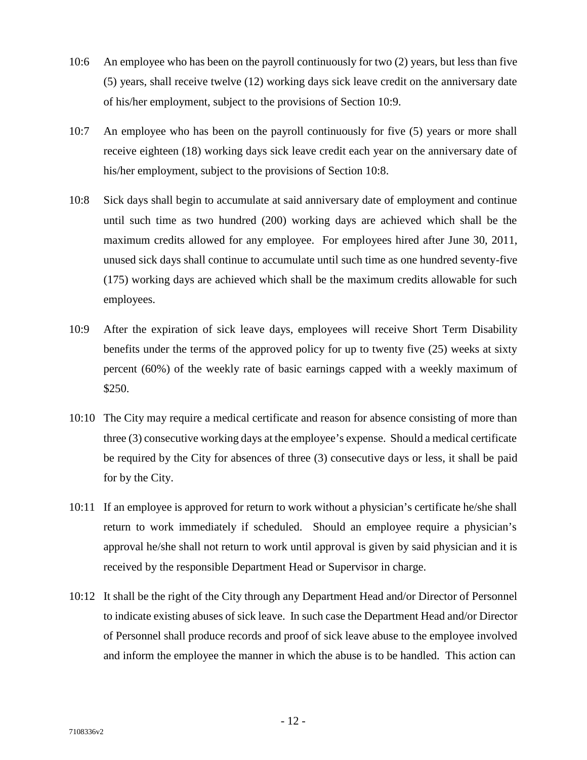10:6 An employee who has been on the payroll continuously for two (2) years, but less than five (5) years, shall receive twelve (12) working days sick leave credit on the anniversary date of his/her employment, subject to the provisions of Section 10:9.

10:7 An employee who has been on the payroll continuously for five (5) years or more shall receive eighteen (18) working days sick leave credit each year on the anniversary date of his/her employment, subject to the provisions of Section 10:8.

10:8 Sick days shall begin to accumulate at said anniversary date of employment and continue until such time as two hundred (200) working days are achieved which shall be the maximum credits allowed for any employee. For employees hired after June 30, 2011, unused sick days shall continue to accumulate until such time as one hundred seventy-five (175) working days are achieved which shall be the maximum credits allowable for such employees.

10:9 After the expiration of sick leave days, employees will receive Short Term Disability benefits under the terms of the approved policy for up to twenty five (25) weeks at sixty percent (60%) of the weekly rate of basic earnings capped with a weekly maximum of $250.

10:10 The City may require a medical certificate and reason for absence consisting of more than three (3) consecutive working days at the employee's expense. Should a medical certificate be required by the City for absences of three (3) consecutive days or less, it shall be paid for by the City.

10:11 If an employee is approved for return to work without a physician's certificate he/she shall return to work immediately if scheduled. Should an employee require a physician's approval he/she shall not return to work until approval is given by said physician and it is received by the responsible Department Head or Supervisor in charge.

10:12 It shall be the right of the City through any Department Head and/or Director of Personnel to indicate existing abuses of sick leave. In such case the Department Head and/or Director of Personnel shall produce records and proof of sick leave abuse to the employee involved and inform the employee the manner in which the abuse is to be handled. This action can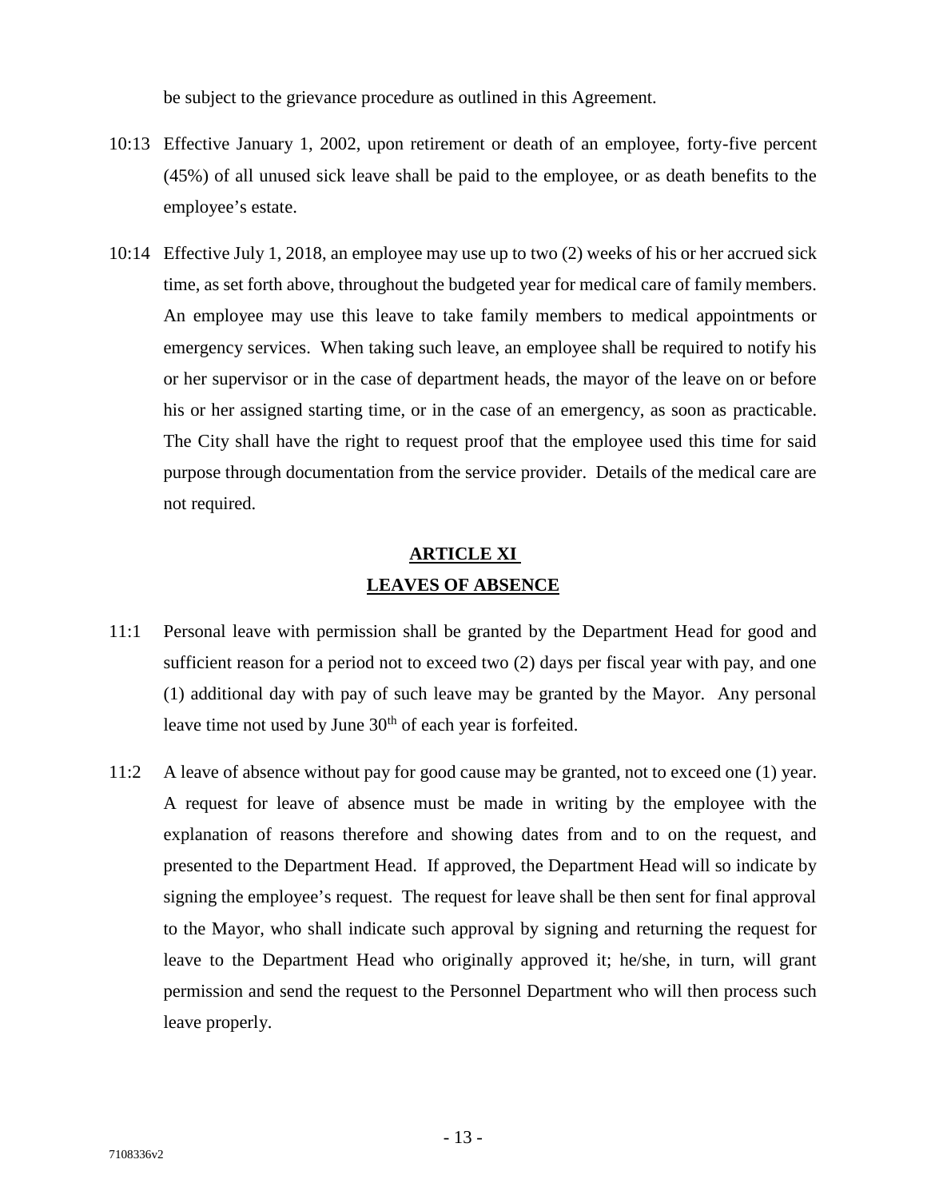be subject to the grievance procedure as outlined in this Agreement.

10:13 Effective January 1, 2002, upon retirement or death of an employee, forty-five percent (45%) of all unused sick leave shall be paid to the employee, or as death benefits to the employee's estate.

10:14 Effective July 1, 2018, an employee may use up to two (2) weeks of his or her accrued sick time, as set forth above, throughout the budgeted year for medical care of family members. An employee may use this leave to take family members to medical appointments or emergency services. When taking such leave, an employee shall be required to notify his or her supervisor or in the case of department heads, the mayor of the leave on or before his or her assigned starting time, or in the case of an emergency, as soon as practicable. The City shall have the right to request proof that the employee used this time for said purpose through documentation from the service provider. Details of the medical care are not required.

## ARTICLE XI
## LEAVES OF ABSENCE

11:1 Personal leave with permission shall be granted by the Department Head for good and sufficient reason for a period not to exceed two (2) days per fiscal year with pay, and one (1) additional day with pay of such leave may be granted by the Mayor. Any personal leave time not used by June 30th of each year is forfeited.

11:2 A leave of absence without pay for good cause may be granted, not to exceed one (1) year. A request for leave of absence must be made in writing by the employee with the explanation of reasons therefore and showing dates from and to on the request, and presented to the Department Head. If approved, the Department Head will so indicate by signing the employee's request. The request for leave shall be then sent for final approval to the Mayor, who shall indicate such approval by signing and returning the request for leave to the Department Head who originally approved it; he/she, in turn, will grant permission and send the request to the Personnel Department who will then process such leave properly.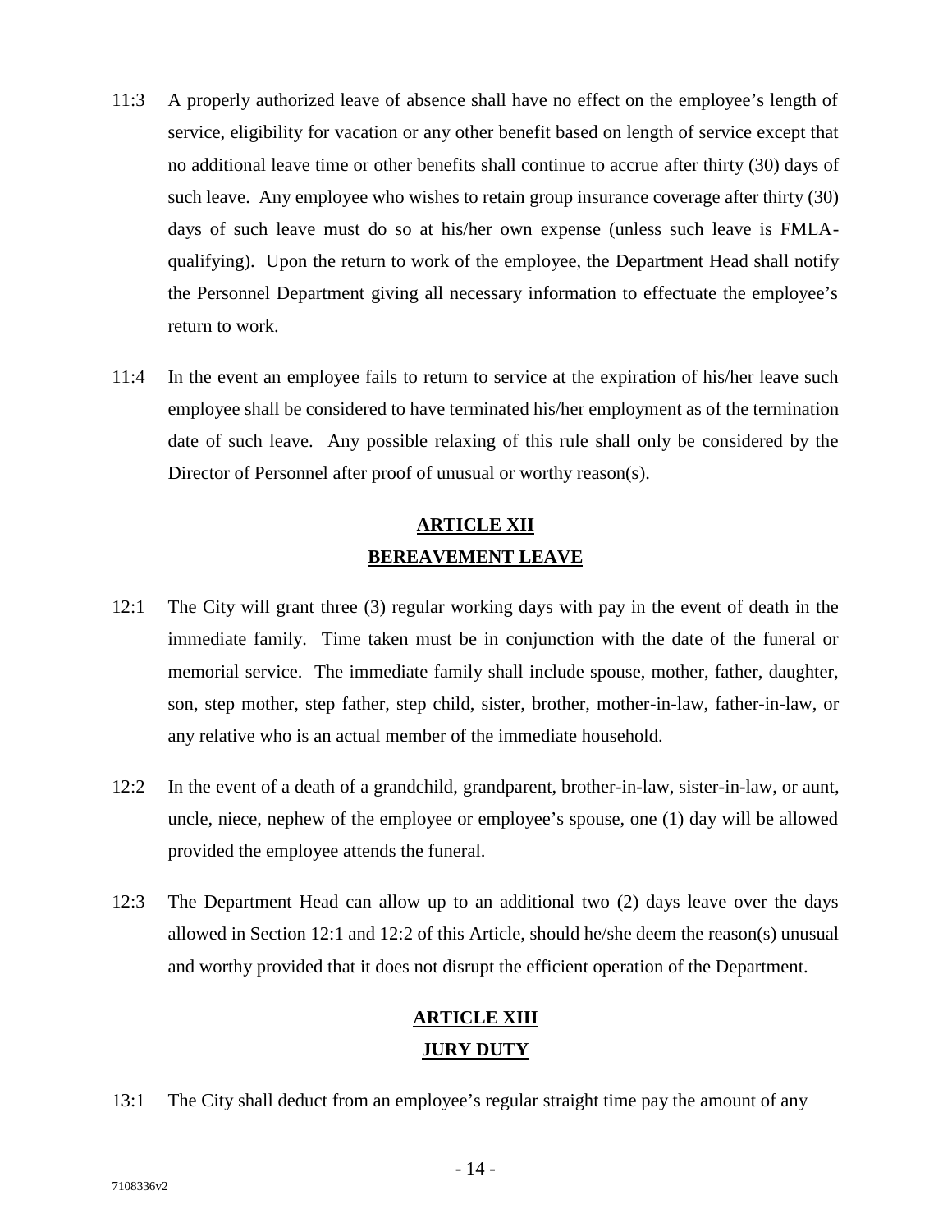11:3 A properly authorized leave of absence shall have no effect on the employee's length of service, eligibility for vacation or any other benefit based on length of service except that no additional leave time or other benefits shall continue to accrue after thirty (30) days of such leave. Any employee who wishes to retain group insurance coverage after thirty (30) days of such leave must do so at his/her own expense (unless such leave is FMLA-qualifying). Upon the return to work of the employee, the Department Head shall notify the Personnel Department giving all necessary information to effectuate the employee's return to work.

11:4 In the event an employee fails to return to service at the expiration of his/her leave such employee shall be considered to have terminated his/her employment as of the termination date of such leave. Any possible relaxing of this rule shall only be considered by the Director of Personnel after proof of unusual or worthy reason(s).

## ARTICLE XII
## BEREAVEMENT LEAVE

12:1 The City will grant three (3) regular working days with pay in the event of death in the immediate family. Time taken must be in conjunction with the date of the funeral or memorial service. The immediate family shall include spouse, mother, father, daughter, son, step mother, step father, step child, sister, brother, mother-in-law, father-in-law, or any relative who is an actual member of the immediate household.

12:2 In the event of a death of a grandchild, grandparent, brother-in-law, sister-in-law, or aunt, uncle, niece, nephew of the employee or employee's spouse, one (1) day will be allowed provided the employee attends the funeral.

12:3 The Department Head can allow up to an additional two (2) days leave over the days allowed in Section 12:1 and 12:2 of this Article, should he/she deem the reason(s) unusual and worthy provided that it does not disrupt the efficient operation of the Department.

## ARTICLE XIII
## JURY DUTY

13:1 The City shall deduct from an employee's regular straight time pay the amount of any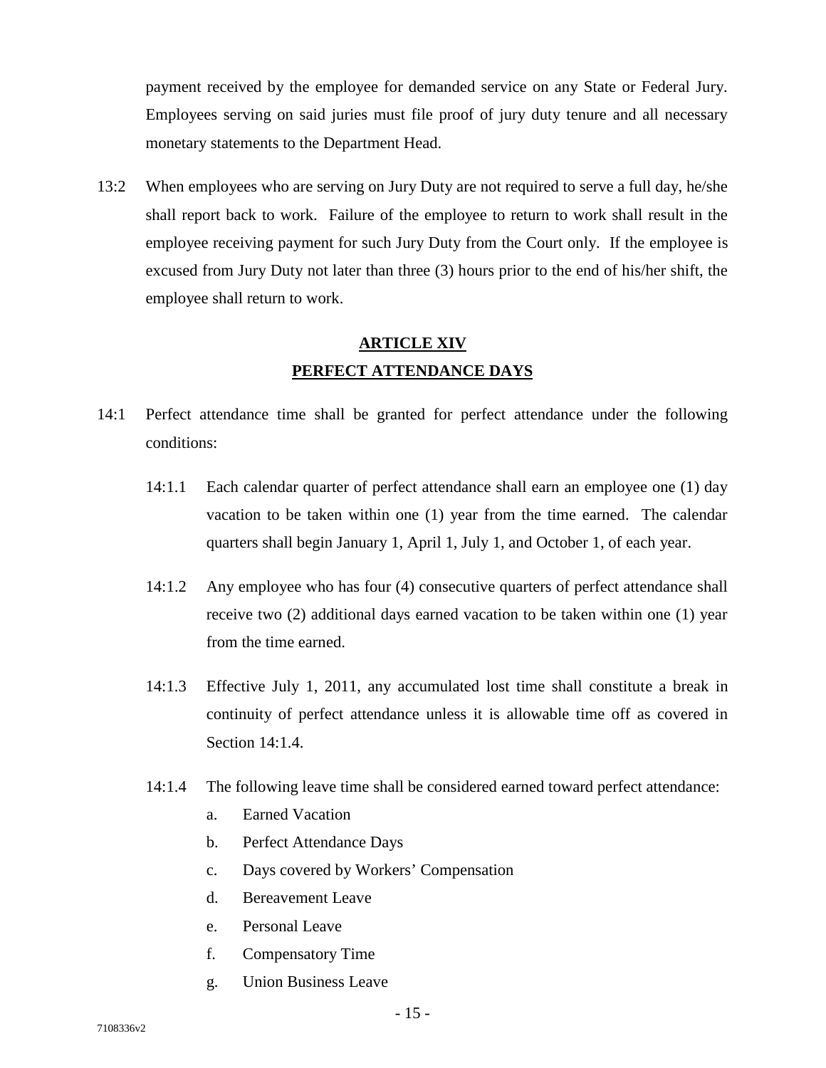payment received by the employee for demanded service on any State or Federal Jury. Employees serving on said juries must file proof of jury duty tenure and all necessary monetary statements to the Department Head.

13:2 When employees who are serving on Jury Duty are not required to serve a full day, he/she shall report back to work. Failure of the employee to return to work shall result in the employee receiving payment for such Jury Duty from the Court only. If the employee is excused from Jury Duty not later than three (3) hours prior to the end of his/her shift, the employee shall return to work.

## ARTICLE XIV
## PERFECT ATTENDANCE DAYS

14:1 Perfect attendance time shall be granted for perfect attendance under the following conditions:

14:1.1 Each calendar quarter of perfect attendance shall earn an employee one (1) day vacation to be taken within one (1) year from the time earned. The calendar quarters shall begin January 1, April 1, July 1, and October 1, of each year.

14:1.2 Any employee who has four (4) consecutive quarters of perfect attendance shall receive two (2) additional days earned vacation to be taken within one (1) year from the time earned.

14:1.3 Effective July 1, 2011, any accumulated lost time shall constitute a break in continuity of perfect attendance unless it is allowable time off as covered in Section 14:1.4.

14:1.4 The following leave time shall be considered earned toward perfect attendance:

a. Earned Vacation
b. Perfect Attendance Days
c. Days covered by Workers' Compensation
d. Bereavement Leave
e. Personal Leave
f. Compensatory Time
g. Union Business Leave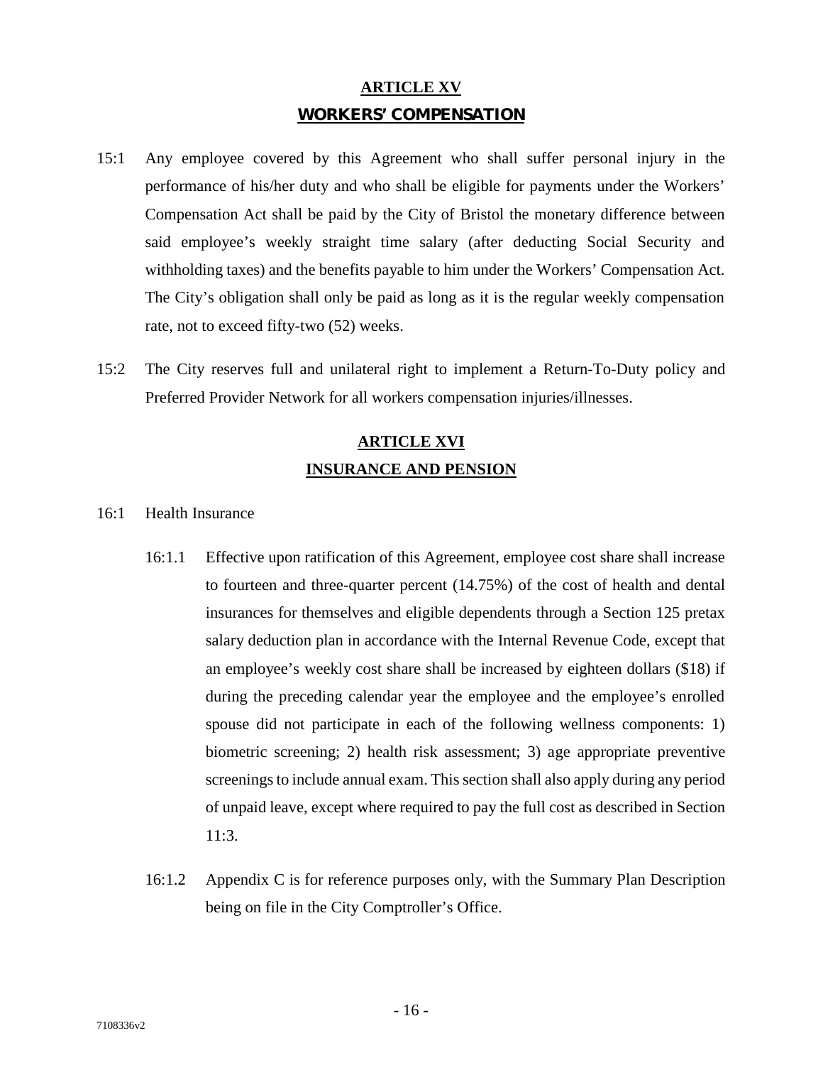## ARTICLE XV
## WORKERS' COMPENSATION

15:1 Any employee covered by this Agreement who shall suffer personal injury in the performance of his/her duty and who shall be eligible for payments under the Workers' Compensation Act shall be paid by the City of Bristol the monetary difference between said employee's weekly straight time salary (after deducting Social Security and withholding taxes) and the benefits payable to him under the Workers' Compensation Act. The City's obligation shall only be paid as long as it is the regular weekly compensation rate, not to exceed fifty-two (52) weeks.

15:2 The City reserves full and unilateral right to implement a Return-To-Duty policy and Preferred Provider Network for all workers compensation injuries/illnesses.

## ARTICLE XVI
## INSURANCE AND PENSION

16:1 Health Insurance

16:1.1 Effective upon ratification of this Agreement, employee cost share shall increase to fourteen and three-quarter percent (14.75%) of the cost of health and dental insurances for themselves and eligible dependents through a Section 125 pretax salary deduction plan in accordance with the Internal Revenue Code, except that an employee's weekly cost share shall be increased by eighteen dollars ($18) if during the preceding calendar year the employee and the employee's enrolled spouse did not participate in each of the following wellness components: 1) biometric screening; 2) health risk assessment; 3) age appropriate preventive screenings to include annual exam. This section shall also apply during any period of unpaid leave, except where required to pay the full cost as described in Section 11:3.

16:1.2 Appendix C is for reference purposes only, with the Summary Plan Description being on file in the City Comptroller's Office.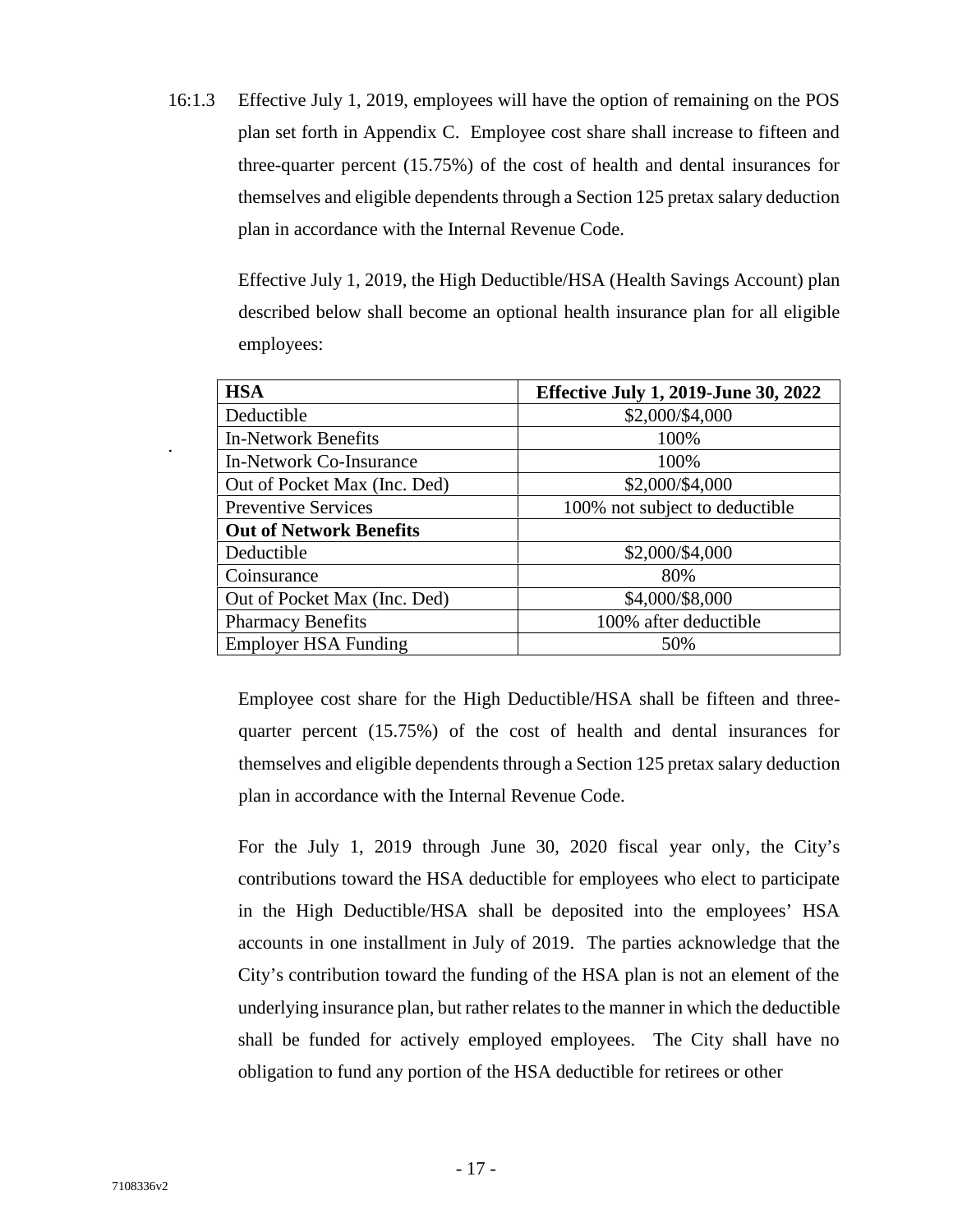16:1.3 Effective July 1, 2019, employees will have the option of remaining on the POS plan set forth in Appendix C. Employee cost share shall increase to fifteen and three-quarter percent (15.75%) of the cost of health and dental insurances for themselves and eligible dependents through a Section 125 pretax salary deduction plan in accordance with the Internal Revenue Code.

Effective July 1, 2019, the High Deductible/HSA (Health Savings Account) plan described below shall become an optional health insurance plan for all eligible employees:

| **HSA** | **Effective July 1, 2019-June 30, 2022** |
|---|---|
| Deductible | \$2,000/\$4,000 |
| In-Network Benefits | 100% |
| In-Network Co-Insurance | 100% |
| Out of Pocket Max (Inc. Ded) | \$2,000/\$4,000 |
| Preventive Services | 100% not subject to deductible |
| **Out of Network Benefits** | |
| Deductible | \$2,000/\$4,000 |
| Coinsurance | 80% |
| Out of Pocket Max (Inc. Ded) | \$4,000/\$8,000 |
| Pharmacy Benefits | 100% after deductible |
| Employer HSA Funding | 50% |

Employee cost share for the High Deductible/HSA shall be fifteen and three-quarter percent (15.75%) of the cost of health and dental insurances for themselves and eligible dependents through a Section 125 pretax salary deduction plan in accordance with the Internal Revenue Code.

For the July 1, 2019 through June 30, 2020 fiscal year only, the City's contributions toward the HSA deductible for employees who elect to participate in the High Deductible/HSA shall be deposited into the employees' HSA accounts in one installment in July of 2019. The parties acknowledge that the City's contribution toward the funding of the HSA plan is not an element of the underlying insurance plan, but rather relates to the manner in which the deductible shall be funded for actively employed employees. The City shall have no obligation to fund any portion of the HSA deductible for retirees or other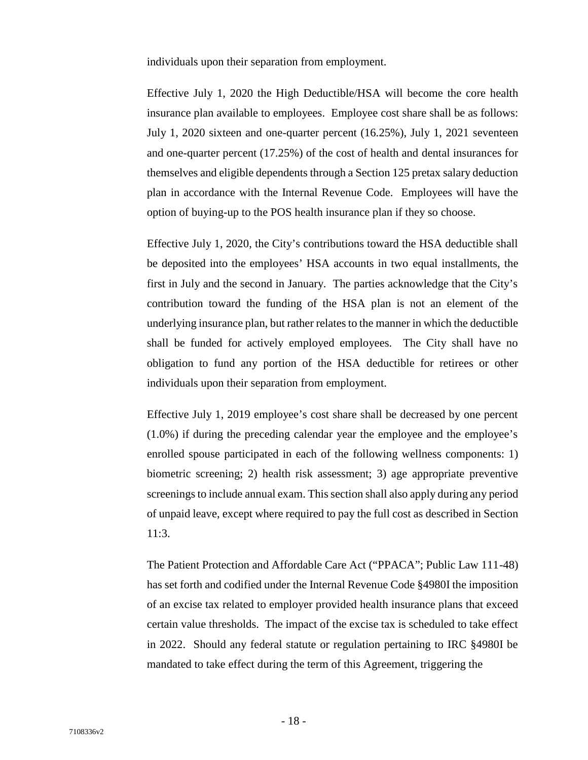individuals upon their separation from employment.

Effective July 1, 2020 the High Deductible/HSA will become the core health insurance plan available to employees. Employee cost share shall be as follows: July 1, 2020 sixteen and one-quarter percent (16.25%), July 1, 2021 seventeen and one-quarter percent (17.25%) of the cost of health and dental insurances for themselves and eligible dependents through a Section 125 pretax salary deduction plan in accordance with the Internal Revenue Code. Employees will have the option of buying-up to the POS health insurance plan if they so choose.

Effective July 1, 2020, the City's contributions toward the HSA deductible shall be deposited into the employees' HSA accounts in two equal installments, the first in July and the second in January. The parties acknowledge that the City's contribution toward the funding of the HSA plan is not an element of the underlying insurance plan, but rather relates to the manner in which the deductible shall be funded for actively employed employees. The City shall have no obligation to fund any portion of the HSA deductible for retirees or other individuals upon their separation from employment.

Effective July 1, 2019 employee's cost share shall be decreased by one percent (1.0%) if during the preceding calendar year the employee and the employee's enrolled spouse participated in each of the following wellness components: 1) biometric screening; 2) health risk assessment; 3) age appropriate preventive screenings to include annual exam. This section shall also apply during any period of unpaid leave, except where required to pay the full cost as described in Section 11:3.

The Patient Protection and Affordable Care Act ("PPACA"; Public Law 111-48) has set forth and codified under the Internal Revenue Code §4980I the imposition of an excise tax related to employer provided health insurance plans that exceed certain value thresholds. The impact of the excise tax is scheduled to take effect in 2022. Should any federal statute or regulation pertaining to IRC §4980I be mandated to take effect during the term of this Agreement, triggering the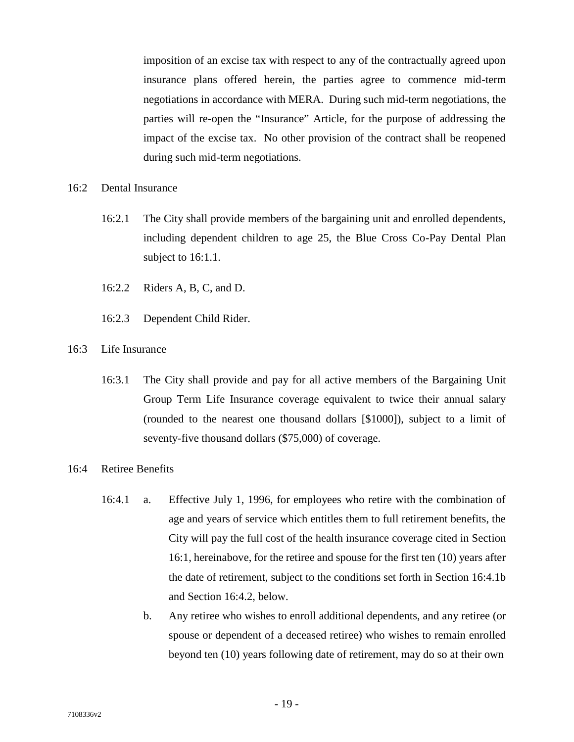imposition of an excise tax with respect to any of the contractually agreed upon insurance plans offered herein, the parties agree to commence mid-term negotiations in accordance with MERA. During such mid-term negotiations, the parties will re-open the "Insurance" Article, for the purpose of addressing the impact of the excise tax. No other provision of the contract shall be reopened during such mid-term negotiations.

16:2 Dental Insurance

16:2.1 The City shall provide members of the bargaining unit and enrolled dependents, including dependent children to age 25, the Blue Cross Co-Pay Dental Plan subject to 16:1.1.

16:2.2 Riders A, B, C, and D.

16:2.3 Dependent Child Rider.

16:3 Life Insurance

16:3.1 The City shall provide and pay for all active members of the Bargaining Unit Group Term Life Insurance coverage equivalent to twice their annual salary (rounded to the nearest one thousand dollars [$1000]), subject to a limit of seventy-five thousand dollars ($75,000) of coverage.

16:4 Retiree Benefits

16:4.1 a. Effective July 1, 1996, for employees who retire with the combination of age and years of service which entitles them to full retirement benefits, the City will pay the full cost of the health insurance coverage cited in Section 16:1, hereinabove, for the retiree and spouse for the first ten (10) years after the date of retirement, subject to the conditions set forth in Section 16:4.1b and Section 16:4.2, below.

b. Any retiree who wishes to enroll additional dependents, and any retiree (or spouse or dependent of a deceased retiree) who wishes to remain enrolled beyond ten (10) years following date of retirement, may do so at their own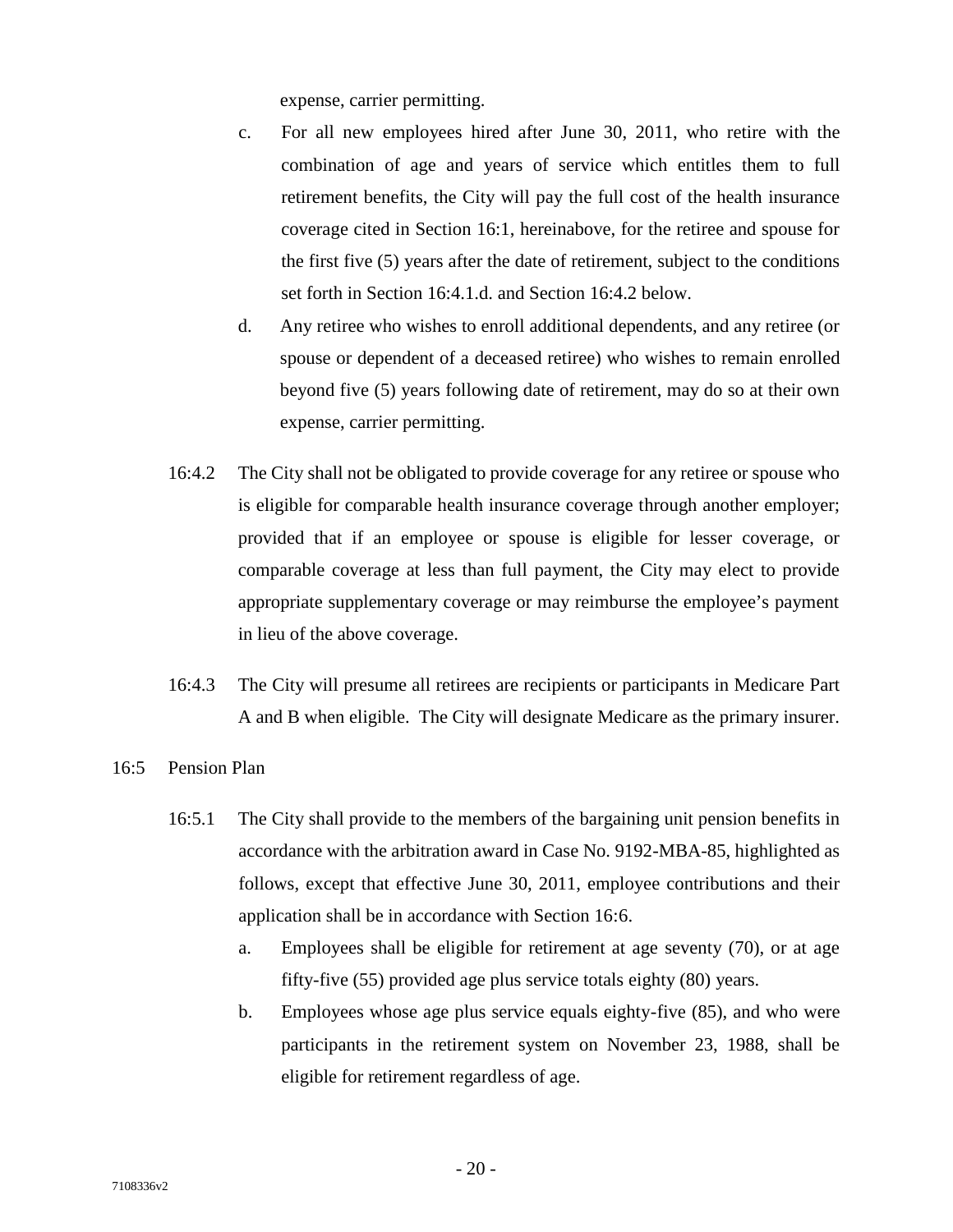expense, carrier permitting.

c. For all new employees hired after June 30, 2011, who retire with the combination of age and years of service which entitles them to full retirement benefits, the City will pay the full cost of the health insurance coverage cited in Section 16:1, hereinabove, for the retiree and spouse for the first five (5) years after the date of retirement, subject to the conditions set forth in Section 16:4.1.d. and Section 16:4.2 below.

d. Any retiree who wishes to enroll additional dependents, and any retiree (or spouse or dependent of a deceased retiree) who wishes to remain enrolled beyond five (5) years following date of retirement, may do so at their own expense, carrier permitting.

16:4.2 The City shall not be obligated to provide coverage for any retiree or spouse who is eligible for comparable health insurance coverage through another employer; provided that if an employee or spouse is eligible for lesser coverage, or comparable coverage at less than full payment, the City may elect to provide appropriate supplementary coverage or may reimburse the employee's payment in lieu of the above coverage.

16:4.3 The City will presume all retirees are recipients or participants in Medicare Part A and B when eligible. The City will designate Medicare as the primary insurer.

16:5 Pension Plan

16:5.1 The City shall provide to the members of the bargaining unit pension benefits in accordance with the arbitration award in Case No. 9192-MBA-85, highlighted as follows, except that effective June 30, 2011, employee contributions and their application shall be in accordance with Section 16:6.

a. Employees shall be eligible for retirement at age seventy (70), or at age fifty-five (55) provided age plus service totals eighty (80) years.

b. Employees whose age plus service equals eighty-five (85), and who were participants in the retirement system on November 23, 1988, shall be eligible for retirement regardless of age.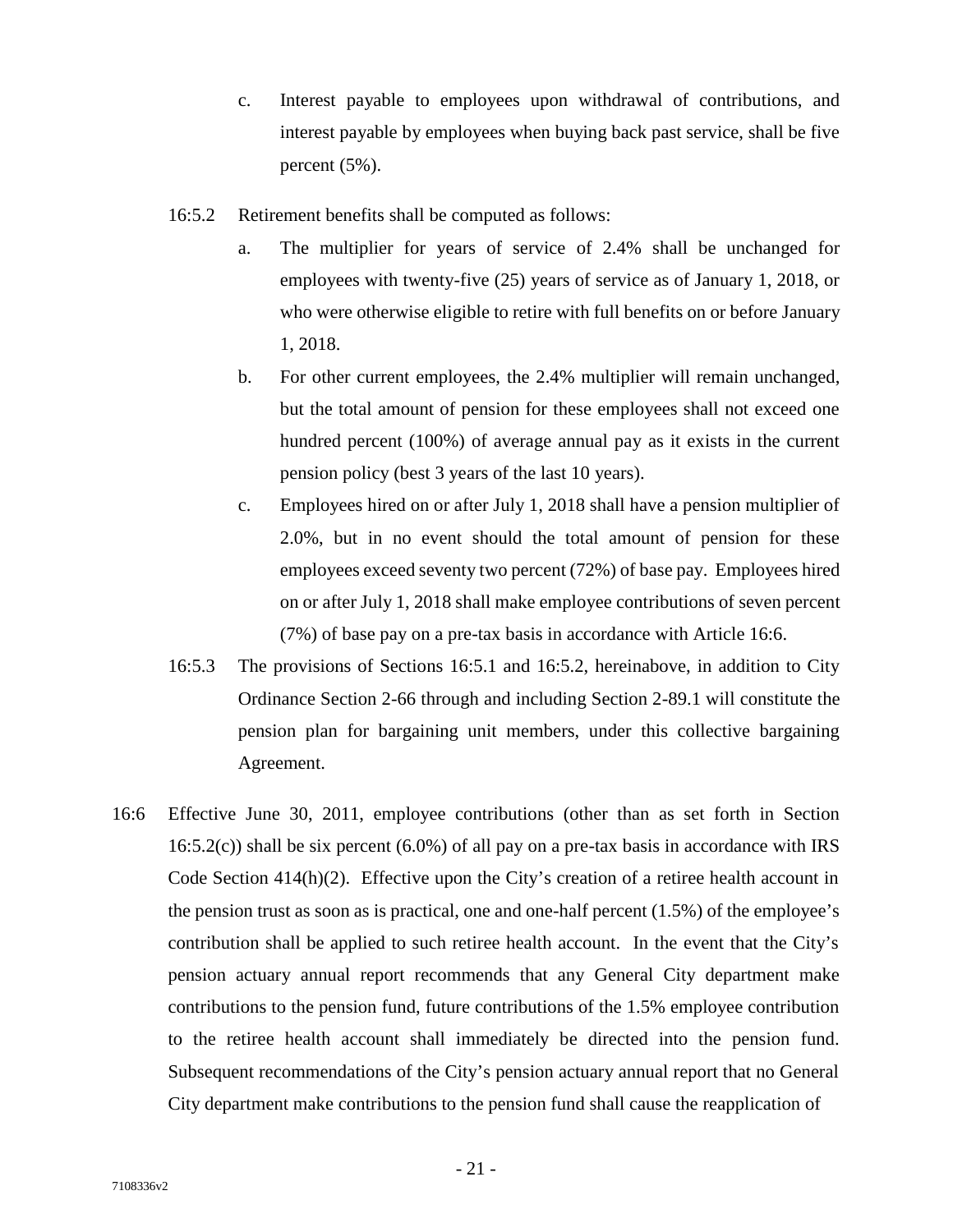c. Interest payable to employees upon withdrawal of contributions, and interest payable by employees when buying back past service, shall be five percent (5%).

16:5.2 Retirement benefits shall be computed as follows:

a. The multiplier for years of service of 2.4% shall be unchanged for employees with twenty-five (25) years of service as of January 1, 2018, or who were otherwise eligible to retire with full benefits on or before January 1, 2018.

b. For other current employees, the 2.4% multiplier will remain unchanged, but the total amount of pension for these employees shall not exceed one hundred percent (100%) of average annual pay as it exists in the current pension policy (best 3 years of the last 10 years).

c. Employees hired on or after July 1, 2018 shall have a pension multiplier of 2.0%, but in no event should the total amount of pension for these employees exceed seventy two percent (72%) of base pay. Employees hired on or after July 1, 2018 shall make employee contributions of seven percent (7%) of base pay on a pre-tax basis in accordance with Article 16:6.

16:5.3 The provisions of Sections 16:5.1 and 16:5.2, hereinabove, in addition to City Ordinance Section 2-66 through and including Section 2-89.1 will constitute the pension plan for bargaining unit members, under this collective bargaining Agreement.

16:6 Effective June 30, 2011, employee contributions (other than as set forth in Section 16:5.2(c)) shall be six percent (6.0%) of all pay on a pre-tax basis in accordance with IRS Code Section 414(h)(2). Effective upon the City's creation of a retiree health account in the pension trust as soon as is practical, one and one-half percent (1.5%) of the employee's contribution shall be applied to such retiree health account. In the event that the City's pension actuary annual report recommends that any General City department make contributions to the pension fund, future contributions of the 1.5% employee contribution to the retiree health account shall immediately be directed into the pension fund. Subsequent recommendations of the City's pension actuary annual report that no General City department make contributions to the pension fund shall cause the reapplication of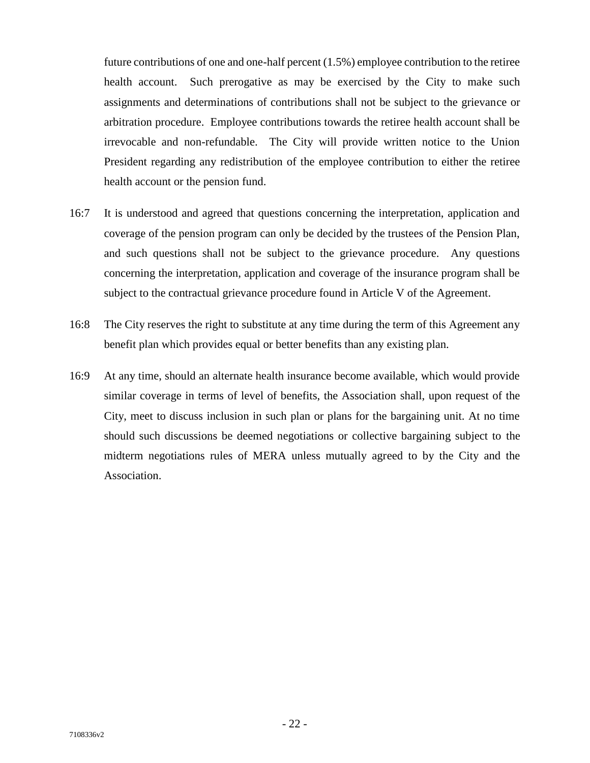future contributions of one and one-half percent (1.5%) employee contribution to the retiree health account. Such prerogative as may be exercised by the City to make such assignments and determinations of contributions shall not be subject to the grievance or arbitration procedure. Employee contributions towards the retiree health account shall be irrevocable and non-refundable. The City will provide written notice to the Union President regarding any redistribution of the employee contribution to either the retiree health account or the pension fund.

16:7 It is understood and agreed that questions concerning the interpretation, application and coverage of the pension program can only be decided by the trustees of the Pension Plan, and such questions shall not be subject to the grievance procedure. Any questions concerning the interpretation, application and coverage of the insurance program shall be subject to the contractual grievance procedure found in Article V of the Agreement.

16:8 The City reserves the right to substitute at any time during the term of this Agreement any benefit plan which provides equal or better benefits than any existing plan.

16:9 At any time, should an alternate health insurance become available, which would provide similar coverage in terms of level of benefits, the Association shall, upon request of the City, meet to discuss inclusion in such plan or plans for the bargaining unit. At no time should such discussions be deemed negotiations or collective bargaining subject to the midterm negotiations rules of MERA unless mutually agreed to by the City and the Association.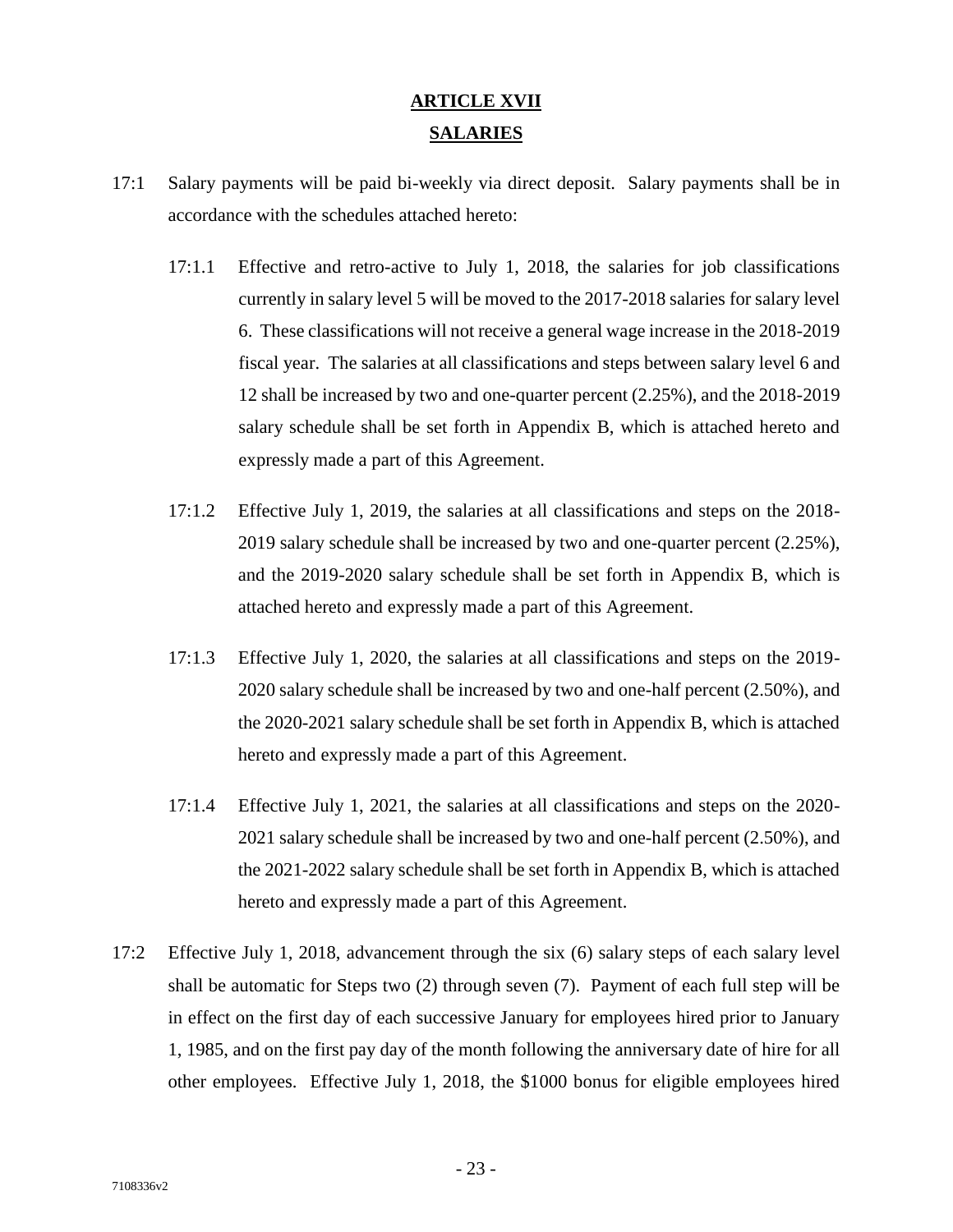# ARTICLE XVII

## SALARIES

17:1 Salary payments will be paid bi-weekly via direct deposit. Salary payments shall be in accordance with the schedules attached hereto:

17:1.1 Effective and retro-active to July 1, 2018, the salaries for job classifications currently in salary level 5 will be moved to the 2017-2018 salaries for salary level 6. These classifications will not receive a general wage increase in the 2018-2019 fiscal year. The salaries at all classifications and steps between salary level 6 and 12 shall be increased by two and one-quarter percent (2.25%), and the 2018-2019 salary schedule shall be set forth in Appendix B, which is attached hereto and expressly made a part of this Agreement.

17:1.2 Effective July 1, 2019, the salaries at all classifications and steps on the 2018-2019 salary schedule shall be increased by two and one-quarter percent (2.25%), and the 2019-2020 salary schedule shall be set forth in Appendix B, which is attached hereto and expressly made a part of this Agreement.

17:1.3 Effective July 1, 2020, the salaries at all classifications and steps on the 2019-2020 salary schedule shall be increased by two and one-half percent (2.50%), and the 2020-2021 salary schedule shall be set forth in Appendix B, which is attached hereto and expressly made a part of this Agreement.

17:1.4 Effective July 1, 2021, the salaries at all classifications and steps on the 2020-2021 salary schedule shall be increased by two and one-half percent (2.50%), and the 2021-2022 salary schedule shall be set forth in Appendix B, which is attached hereto and expressly made a part of this Agreement.

17:2 Effective July 1, 2018, advancement through the six (6) salary steps of each salary level shall be automatic for Steps two (2) through seven (7). Payment of each full step will be in effect on the first day of each successive January for employees hired prior to January 1, 1985, and on the first pay day of the month following the anniversary date of hire for all other employees. Effective July 1, 2018, the $1000 bonus for eligible employees hired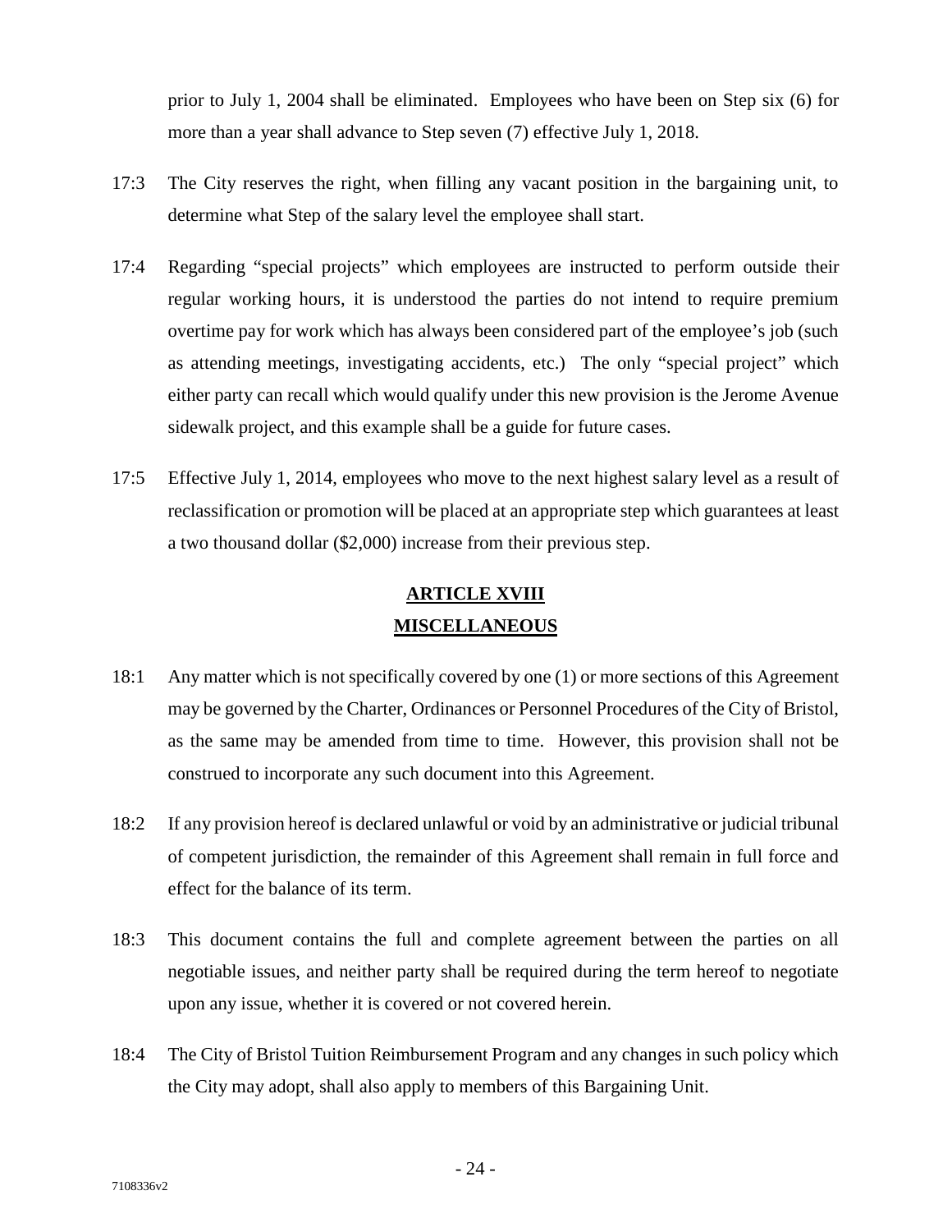prior to July 1, 2004 shall be eliminated. Employees who have been on Step six (6) for more than a year shall advance to Step seven (7) effective July 1, 2018.

17:3 The City reserves the right, when filling any vacant position in the bargaining unit, to determine what Step of the salary level the employee shall start.

17:4 Regarding "special projects" which employees are instructed to perform outside their regular working hours, it is understood the parties do not intend to require premium overtime pay for work which has always been considered part of the employee's job (such as attending meetings, investigating accidents, etc.) The only "special project" which either party can recall which would qualify under this new provision is the Jerome Avenue sidewalk project, and this example shall be a guide for future cases.

17:5 Effective July 1, 2014, employees who move to the next highest salary level as a result of reclassification or promotion will be placed at an appropriate step which guarantees at least a two thousand dollar ($2,000) increase from their previous step.

## ARTICLE XVIII
## MISCELLANEOUS

18:1 Any matter which is not specifically covered by one (1) or more sections of this Agreement may be governed by the Charter, Ordinances or Personnel Procedures of the City of Bristol, as the same may be amended from time to time. However, this provision shall not be construed to incorporate any such document into this Agreement.

18:2 If any provision hereof is declared unlawful or void by an administrative or judicial tribunal of competent jurisdiction, the remainder of this Agreement shall remain in full force and effect for the balance of its term.

18:3 This document contains the full and complete agreement between the parties on all negotiable issues, and neither party shall be required during the term hereof to negotiate upon any issue, whether it is covered or not covered herein.

18:4 The City of Bristol Tuition Reimbursement Program and any changes in such policy which the City may adopt, shall also apply to members of this Bargaining Unit.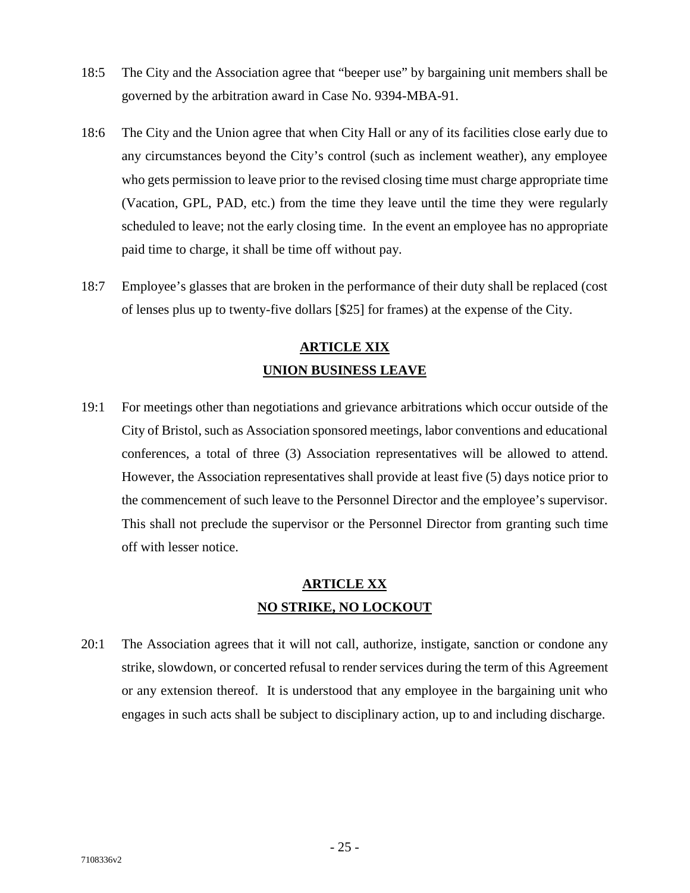18:5 The City and the Association agree that "beeper use" by bargaining unit members shall be governed by the arbitration award in Case No. 9394-MBA-91.

18:6 The City and the Union agree that when City Hall or any of its facilities close early due to any circumstances beyond the City's control (such as inclement weather), any employee who gets permission to leave prior to the revised closing time must charge appropriate time (Vacation, GPL, PAD, etc.) from the time they leave until the time they were regularly scheduled to leave; not the early closing time. In the event an employee has no appropriate paid time to charge, it shall be time off without pay.

18:7 Employee's glasses that are broken in the performance of their duty shall be replaced (cost of lenses plus up to twenty-five dollars [$25] for frames) at the expense of the City.

## ARTICLE XIX
## UNION BUSINESS LEAVE

19:1 For meetings other than negotiations and grievance arbitrations which occur outside of the City of Bristol, such as Association sponsored meetings, labor conventions and educational conferences, a total of three (3) Association representatives will be allowed to attend. However, the Association representatives shall provide at least five (5) days notice prior to the commencement of such leave to the Personnel Director and the employee's supervisor. This shall not preclude the supervisor or the Personnel Director from granting such time off with lesser notice.

## ARTICLE XX
## NO STRIKE, NO LOCKOUT

20:1 The Association agrees that it will not call, authorize, instigate, sanction or condone any strike, slowdown, or concerted refusal to render services during the term of this Agreement or any extension thereof. It is understood that any employee in the bargaining unit who engages in such acts shall be subject to disciplinary action, up to and including discharge.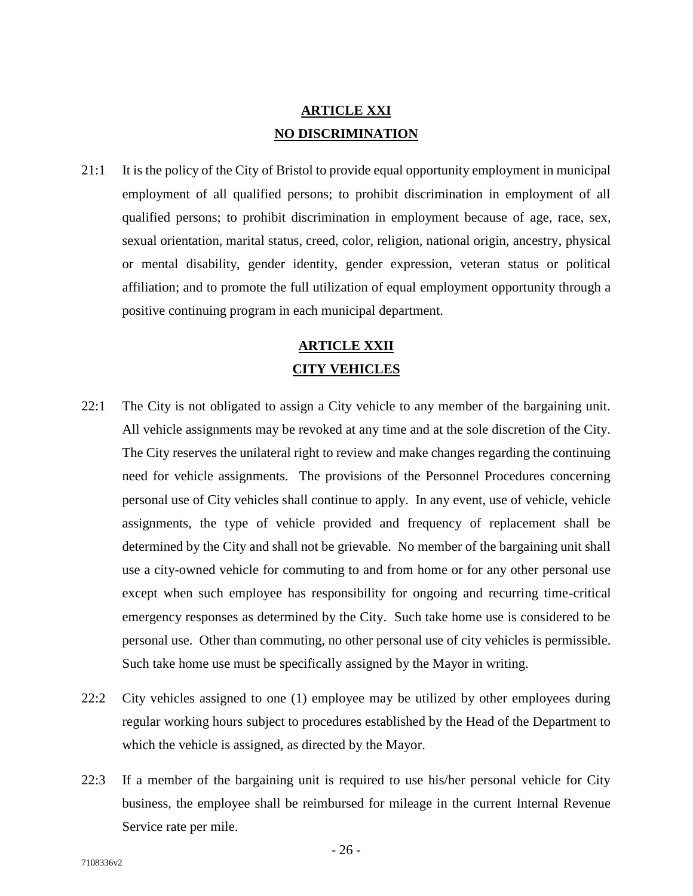## ARTICLE XXI
## NO DISCRIMINATION

21:1 It is the policy of the City of Bristol to provide equal opportunity employment in municipal employment of all qualified persons; to prohibit discrimination in employment of all qualified persons; to prohibit discrimination in employment because of age, race, sex, sexual orientation, marital status, creed, color, religion, national origin, ancestry, physical or mental disability, gender identity, gender expression, veteran status or political affiliation; and to promote the full utilization of equal employment opportunity through a positive continuing program in each municipal department.

## ARTICLE XXII
## CITY VEHICLES

22:1 The City is not obligated to assign a City vehicle to any member of the bargaining unit. All vehicle assignments may be revoked at any time and at the sole discretion of the City. The City reserves the unilateral right to review and make changes regarding the continuing need for vehicle assignments. The provisions of the Personnel Procedures concerning personal use of City vehicles shall continue to apply. In any event, use of vehicle, vehicle assignments, the type of vehicle provided and frequency of replacement shall be determined by the City and shall not be grievable. No member of the bargaining unit shall use a city-owned vehicle for commuting to and from home or for any other personal use except when such employee has responsibility for ongoing and recurring time-critical emergency responses as determined by the City. Such take home use is considered to be personal use. Other than commuting, no other personal use of city vehicles is permissible. Such take home use must be specifically assigned by the Mayor in writing.

22:2 City vehicles assigned to one (1) employee may be utilized by other employees during regular working hours subject to procedures established by the Head of the Department to which the vehicle is assigned, as directed by the Mayor.

22:3 If a member of the bargaining unit is required to use his/her personal vehicle for City business, the employee shall be reimbursed for mileage in the current Internal Revenue Service rate per mile.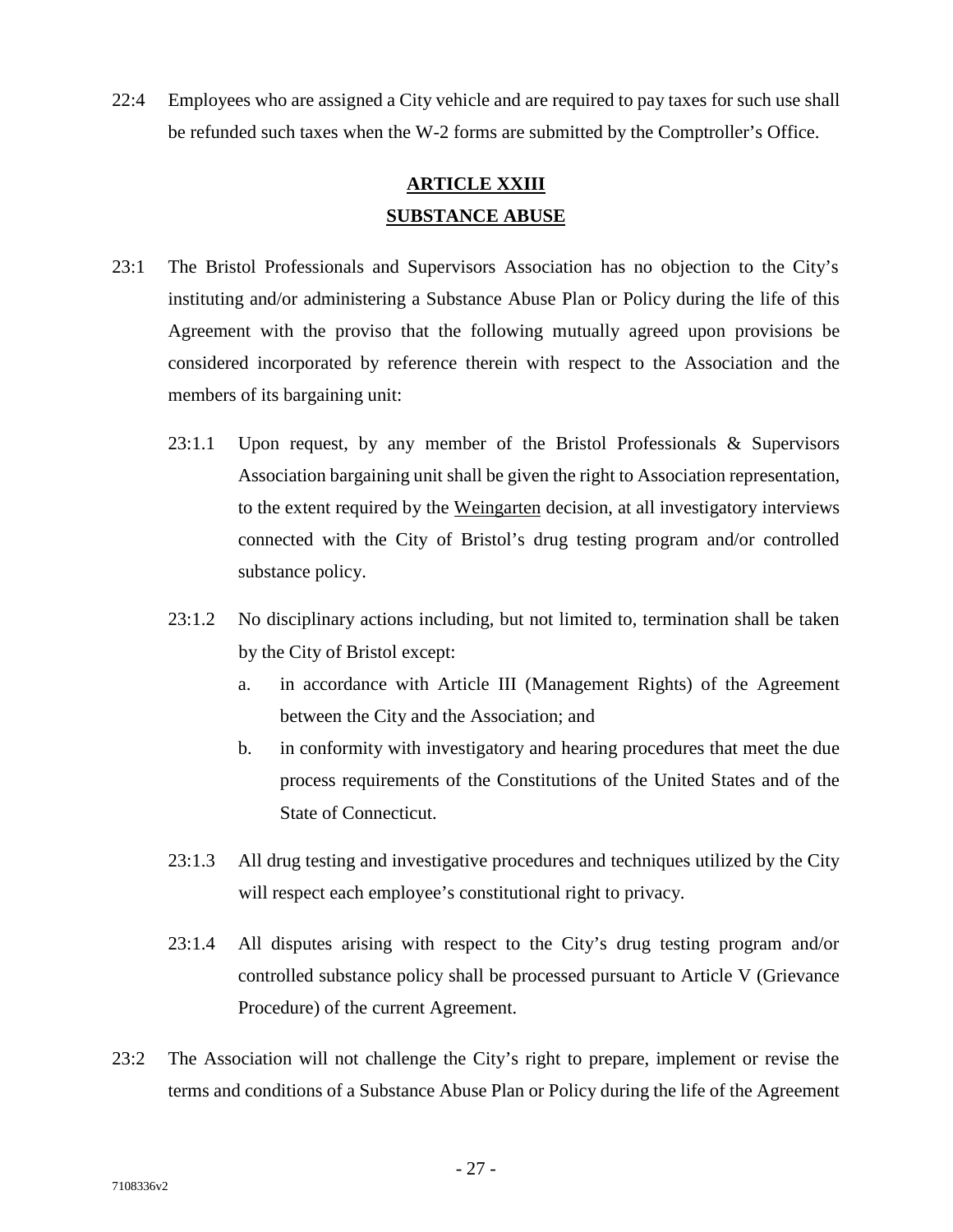22:4 Employees who are assigned a City vehicle and are required to pay taxes for such use shall be refunded such taxes when the W-2 forms are submitted by the Comptroller's Office.

## ARTICLE XXIII
## SUBSTANCE ABUSE

23:1 The Bristol Professionals and Supervisors Association has no objection to the City's instituting and/or administering a Substance Abuse Plan or Policy during the life of this Agreement with the proviso that the following mutually agreed upon provisions be considered incorporated by reference therein with respect to the Association and the members of its bargaining unit:

23:1.1 Upon request, by any member of the Bristol Professionals & Supervisors Association bargaining unit shall be given the right to Association representation, to the extent required by the Weingarten decision, at all investigatory interviews connected with the City of Bristol's drug testing program and/or controlled substance policy.

23:1.2 No disciplinary actions including, but not limited to, termination shall be taken by the City of Bristol except:

a. in accordance with Article III (Management Rights) of the Agreement between the City and the Association; and

b. in conformity with investigatory and hearing procedures that meet the due process requirements of the Constitutions of the United States and of the State of Connecticut.

23:1.3 All drug testing and investigative procedures and techniques utilized by the City will respect each employee's constitutional right to privacy.

23:1.4 All disputes arising with respect to the City's drug testing program and/or controlled substance policy shall be processed pursuant to Article V (Grievance Procedure) of the current Agreement.

23:2 The Association will not challenge the City's right to prepare, implement or revise the terms and conditions of a Substance Abuse Plan or Policy during the life of the Agreement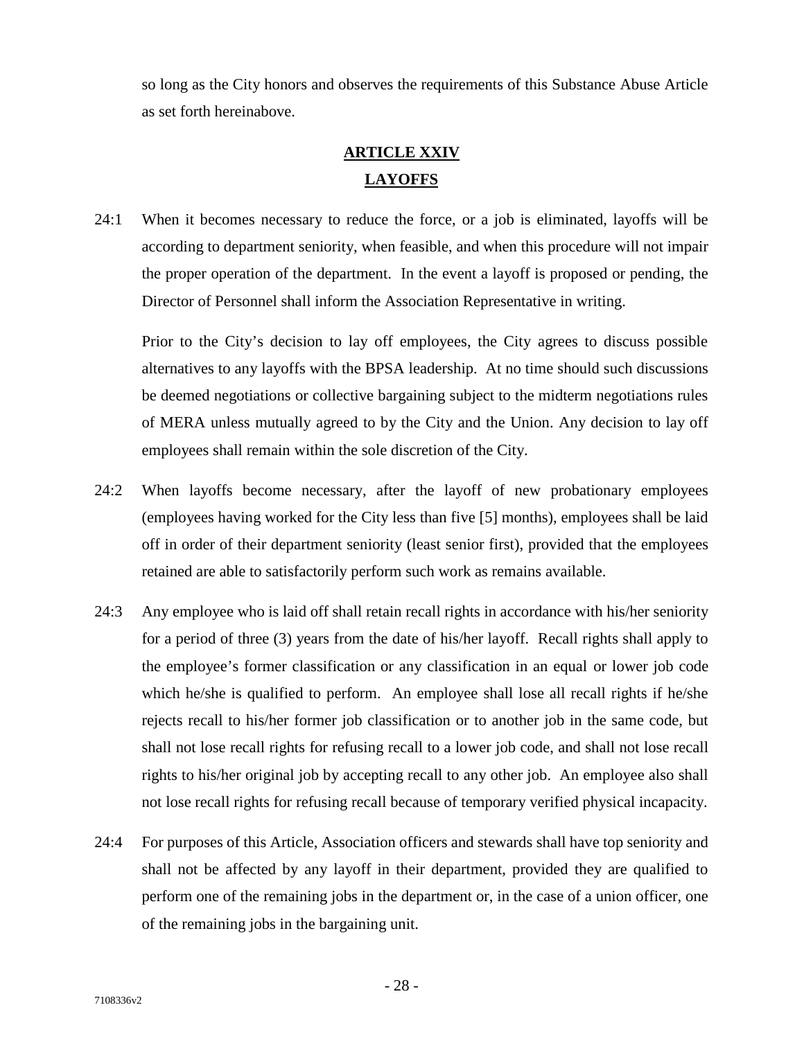so long as the City honors and observes the requirements of this Substance Abuse Article as set forth hereinabove.

## ARTICLE XXIV
## LAYOFFS

24:1 When it becomes necessary to reduce the force, or a job is eliminated, layoffs will be according to department seniority, when feasible, and when this procedure will not impair the proper operation of the department. In the event a layoff is proposed or pending, the Director of Personnel shall inform the Association Representative in writing.

Prior to the City's decision to lay off employees, the City agrees to discuss possible alternatives to any layoffs with the BPSA leadership. At no time should such discussions be deemed negotiations or collective bargaining subject to the midterm negotiations rules of MERA unless mutually agreed to by the City and the Union. Any decision to lay off employees shall remain within the sole discretion of the City.

24:2 When layoffs become necessary, after the layoff of new probationary employees (employees having worked for the City less than five [5] months), employees shall be laid off in order of their department seniority (least senior first), provided that the employees retained are able to satisfactorily perform such work as remains available.

24:3 Any employee who is laid off shall retain recall rights in accordance with his/her seniority for a period of three (3) years from the date of his/her layoff. Recall rights shall apply to the employee's former classification or any classification in an equal or lower job code which he/she is qualified to perform. An employee shall lose all recall rights if he/she rejects recall to his/her former job classification or to another job in the same code, but shall not lose recall rights for refusing recall to a lower job code, and shall not lose recall rights to his/her original job by accepting recall to any other job. An employee also shall not lose recall rights for refusing recall because of temporary verified physical incapacity.

24:4 For purposes of this Article, Association officers and stewards shall have top seniority and shall not be affected by any layoff in their department, provided they are qualified to perform one of the remaining jobs in the department or, in the case of a union officer, one of the remaining jobs in the bargaining unit.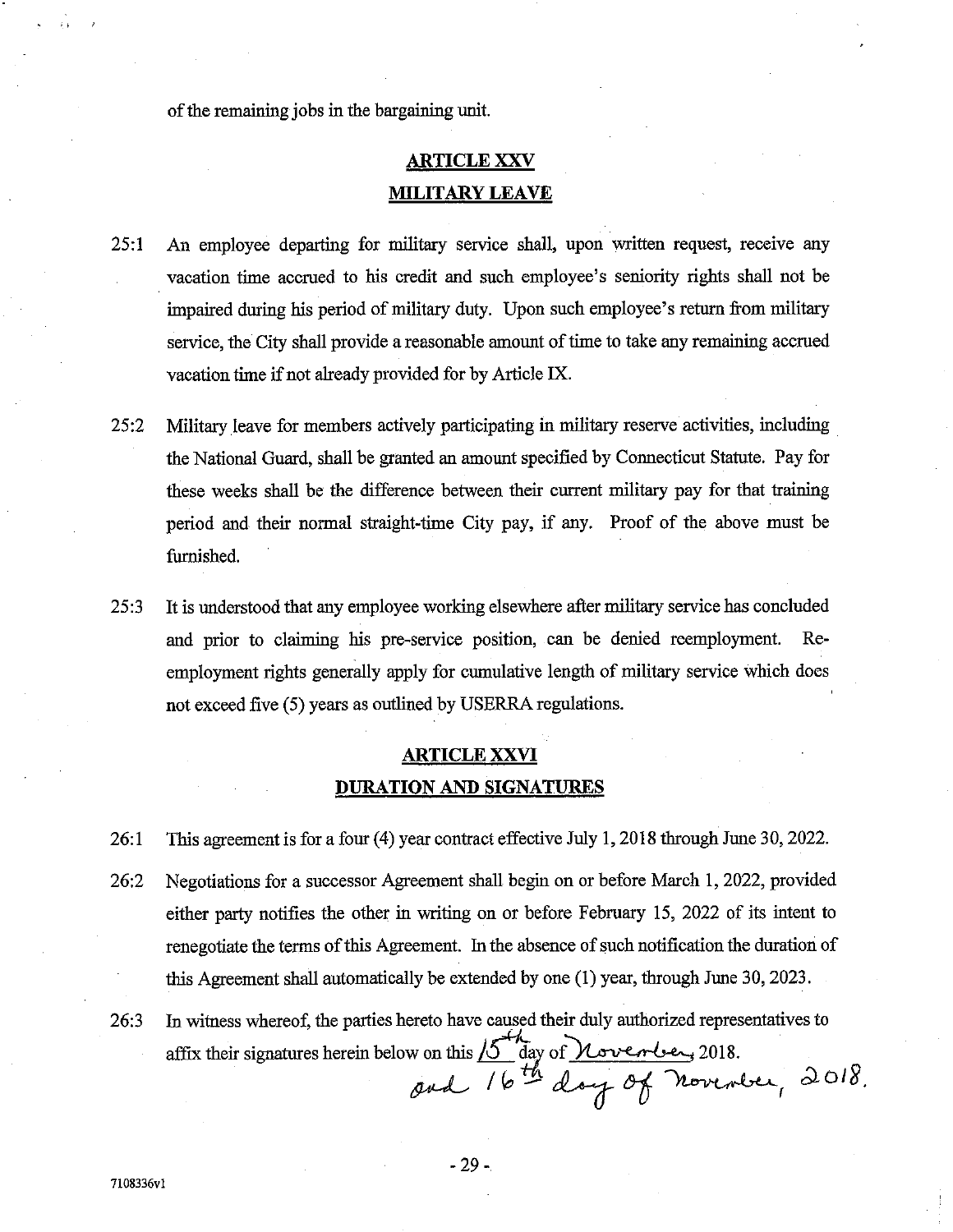of the remaining jobs in the bargaining unit.

## ARTICLE XXV
## MILITARY LEAVE

25:1 An employee departing for military service shall, upon written request, receive any vacation time accrued to his credit and such employee's seniority rights shall not be impaired during his period of military duty. Upon such employee's return from military service, the City shall provide a reasonable amount of time to take any remaining accrued vacation time if not already provided for by Article IX.

25:2 Military leave for members actively participating in military reserve activities, including the National Guard, shall be granted an amount specified by Connecticut Statute. Pay for these weeks shall be the difference between their current military pay for that training period and their normal straight-time City pay, if any. Proof of the above must be furnished.

25:3 It is understood that any employee working elsewhere after military service has concluded and prior to claiming his pre-service position, can be denied reemployment. Re-employment rights generally apply for cumulative length of military service which does not exceed five (5) years as outlined by USERRA regulations.

## ARTICLE XXVI
## DURATION AND SIGNATURES

26:1 This agreement is for a four (4) year contract effective July 1, 2018 through June 30, 2022.

26:2 Negotiations for a successor Agreement shall begin on or before March 1, 2022, provided either party notifies the other in writing on or before February 15, 2022 of its intent to renegotiate the terms of this Agreement. In the absence of such notification the duration of this Agreement shall automatically be extended by one (1) year, through June 30, 2023.

26:3 In witness whereof, the parties hereto have caused their duly authorized representatives to affix their signatures herein below on this 15th day of November, 2018.
and 16th day of November, 2018.

7108336v1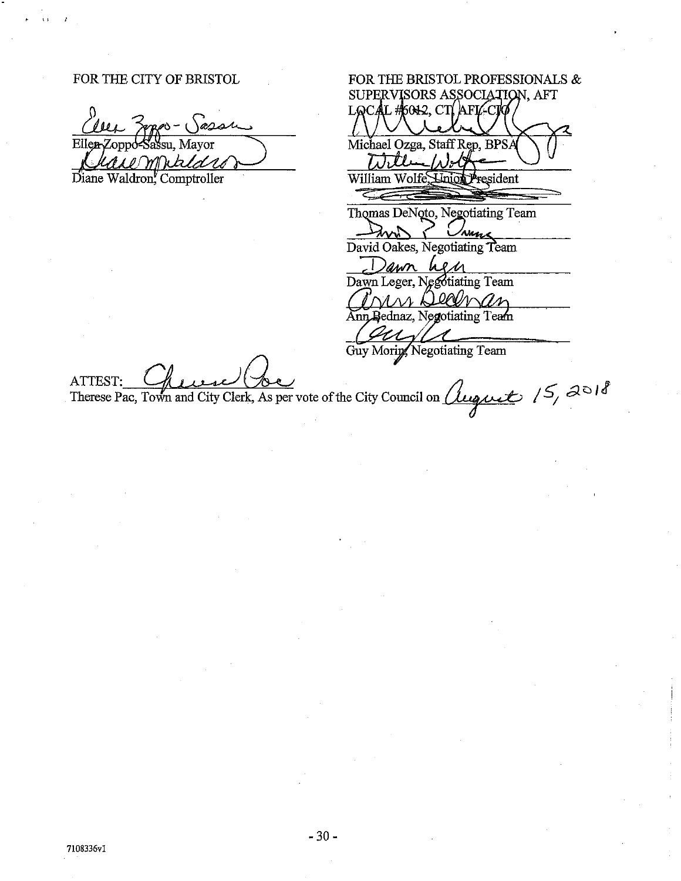FOR THE CITY OF BRISTOL

Ellen Zoppo-Sassu, Mayor

Diane Waldron, Comptroller

FOR THE BRISTOL PROFESSIONALS & SUPERVISORS ASSOCIATION, AFT LOCAL #6012, CT, AFL-CIO

Michael Ozga, Staff Rep, BPSA

William Wolfe, Union President

Thomas DeNoto, Negotiating Team

David Oakes, Negotiating Team

Dawn Leger, Negotiating Team

Ann Bednaz, Negotiating Team

Guy Morin, Negotiating Team

ATTEST:

Therese Pac, Town and City Clerk, As per vote of the City Council on August 15, 2018

7108336v1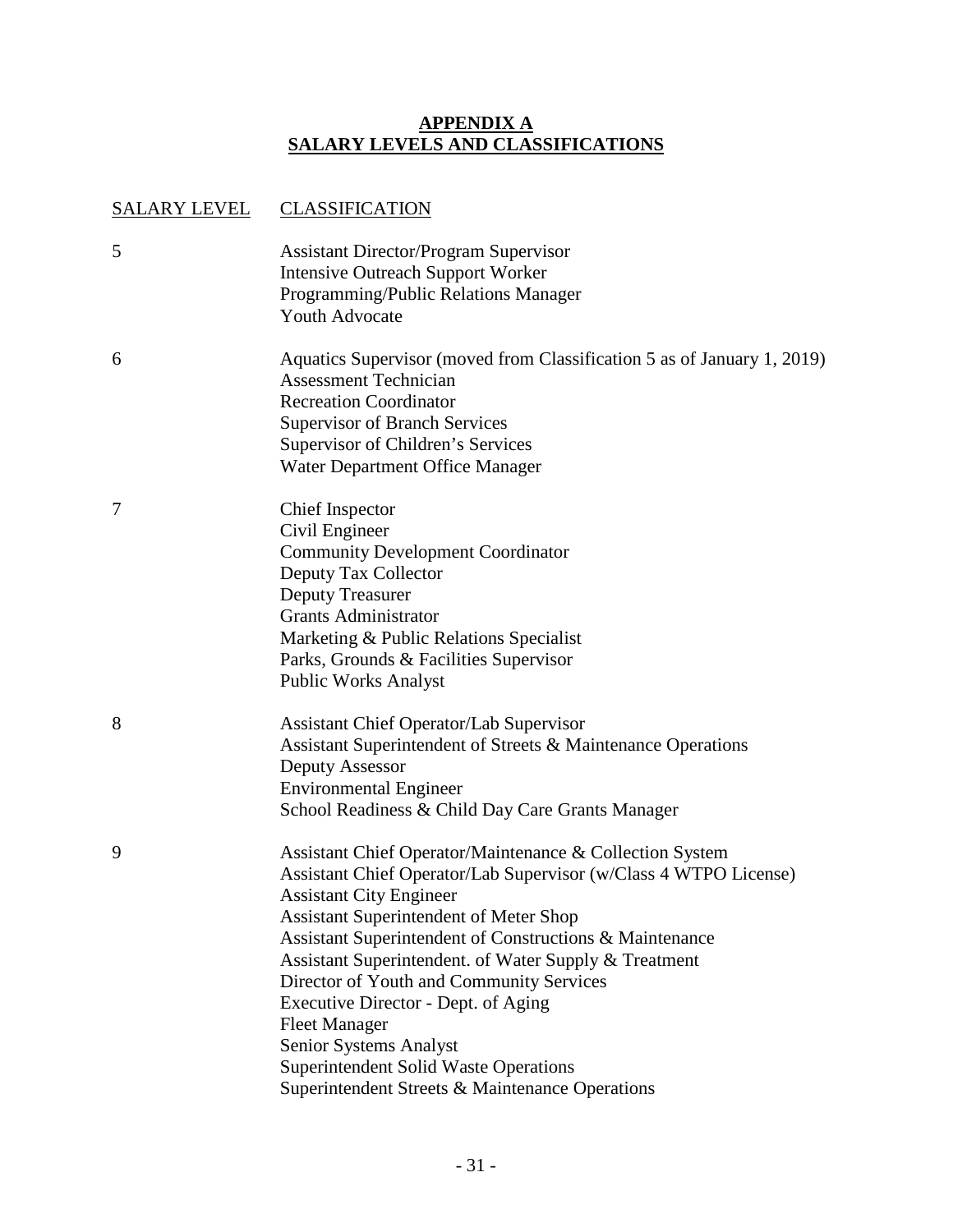# APPENDIX A
# SALARY LEVELS AND CLASSIFICATIONS

| SALARY LEVEL | CLASSIFICATION |
| --- | --- |
| 5 | Assistant Director/Program Supervisor<br>Intensive Outreach Support Worker<br>Programming/Public Relations Manager<br>Youth Advocate |
| 6 | Aquatics Supervisor (moved from Classification 5 as of January 1, 2019)<br>Assessment Technician<br>Recreation Coordinator<br>Supervisor of Branch Services<br>Supervisor of Children's Services<br>Water Department Office Manager |
| 7 | Chief Inspector<br>Civil Engineer<br>Community Development Coordinator<br>Deputy Tax Collector<br>Deputy Treasurer<br>Grants Administrator<br>Marketing & Public Relations Specialist<br>Parks, Grounds & Facilities Supervisor<br>Public Works Analyst |
| 8 | Assistant Chief Operator/Lab Supervisor<br>Assistant Superintendent of Streets & Maintenance Operations<br>Deputy Assessor<br>Environmental Engineer<br>School Readiness & Child Day Care Grants Manager |
| 9 | Assistant Chief Operator/Maintenance & Collection System<br>Assistant Chief Operator/Lab Supervisor (w/Class 4 WTPO License)<br>Assistant City Engineer<br>Assistant Superintendent of Meter Shop<br>Assistant Superintendent of Constructions & Maintenance<br>Assistant Superintendent. of Water Supply & Treatment<br>Director of Youth and Community Services<br>Executive Director - Dept. of Aging<br>Fleet Manager<br>Senior Systems Analyst<br>Superintendent Solid Waste Operations<br>Superintendent Streets & Maintenance Operations |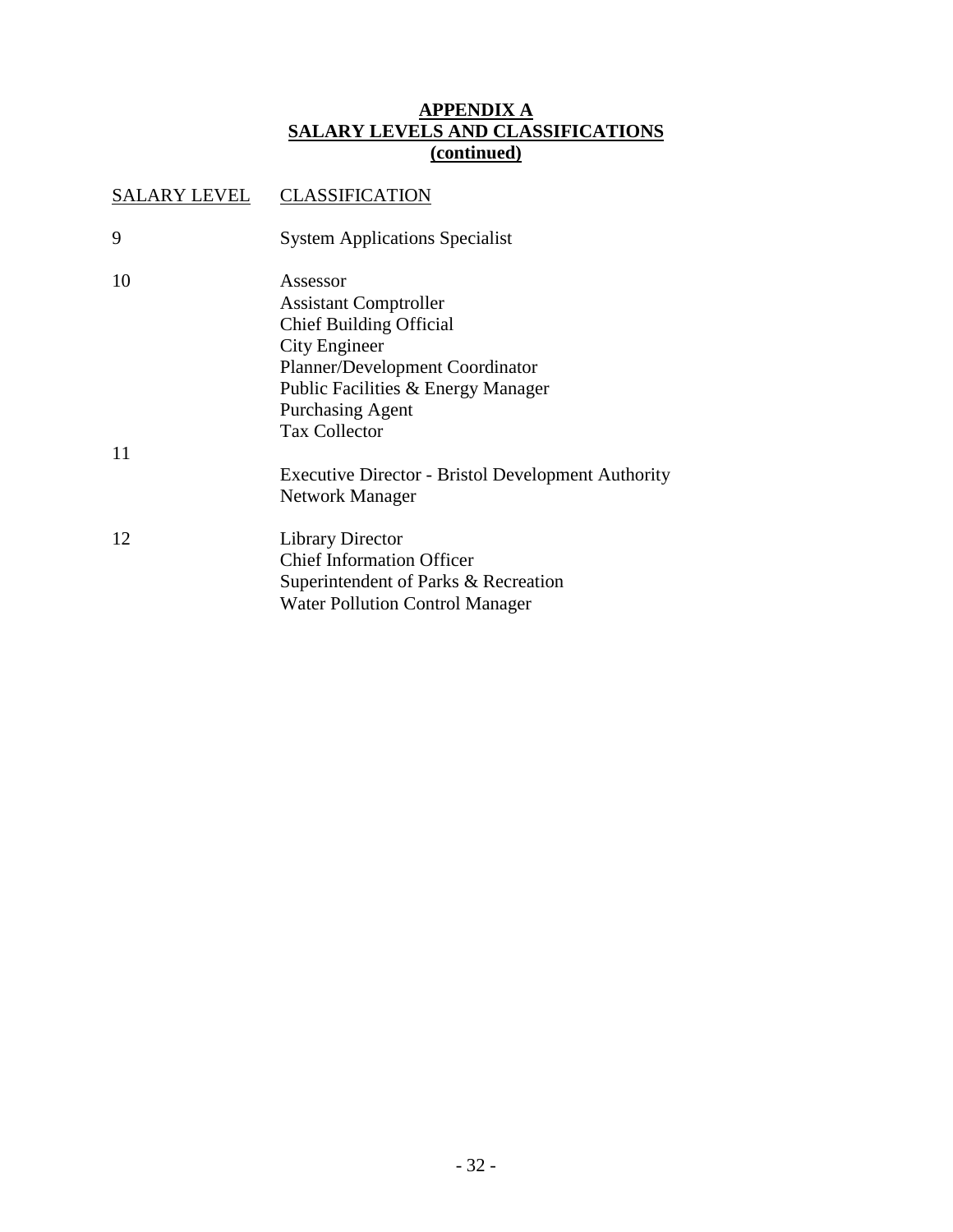## APPENDIX A
## SALARY LEVELS AND CLASSIFICATIONS
## (continued)

| SALARY LEVEL | CLASSIFICATION |
| --- | --- |
| 9 | System Applications Specialist |
| 10 | Assessor<br>Assistant Comptroller<br>Chief Building Official<br>City Engineer<br>Planner/Development Coordinator<br>Public Facilities & Energy Manager<br>Purchasing Agent<br>Tax Collector |
| 11 | Executive Director - Bristol Development Authority<br>Network Manager |
| 12 | Library Director<br>Chief Information Officer<br>Superintendent of Parks & Recreation<br>Water Pollution Control Manager |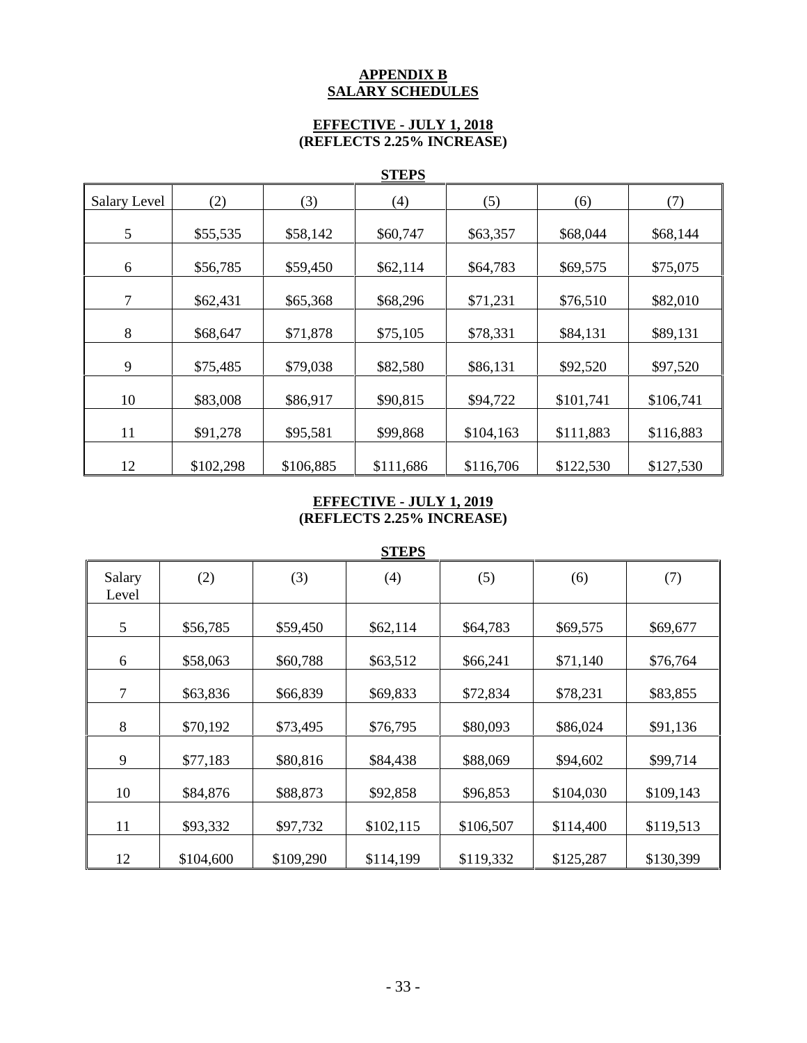# APPENDIX B
# SALARY SCHEDULES

## EFFECTIVE - JULY 1, 2018
## (REFLECTS 2.25% INCREASE)

**STEPS**

| Salary Level | (2) | (3) | (4) | (5) | (6) | (7) |
|---|---|---|---|---|---|---|
| 5 | $55,535 | $58,142 | $60,747 | $63,357 | $68,044 | $68,144 |
| 6 | $56,785 | $59,450 | $62,114 | $64,783 | $69,575 | $75,075 |
| 7 | $62,431 | $65,368 | $68,296 | $71,231 | $76,510 | $82,010 |
| 8 | $68,647 | $71,878 | $75,105 | $78,331 | $84,131 | $89,131 |
| 9 | $75,485 | $79,038 | $82,580 | $86,131 | $92,520 | $97,520 |
| 10 | $83,008 | $86,917 | $90,815 | $94,722 | $101,741 | $106,741 |
| 11 | $91,278 | $95,581 | $99,868 | $104,163 | $111,883 | $116,883 |
| 12 | $102,298 | $106,885 | $111,686 | $116,706 | $122,530 | $127,530 |

## EFFECTIVE - JULY 1, 2019
## (REFLECTS 2.25% INCREASE)

**STEPS**

| Salary Level | (2) | (3) | (4) | (5) | (6) | (7) |
|---|---|---|---|---|---|---|
| 5 | $56,785 | $59,450 | $62,114 | $64,783 | $69,575 | $69,677 |
| 6 | $58,063 | $60,788 | $63,512 | $66,241 | $71,140 | $76,764 |
| 7 | $63,836 | $66,839 | $69,833 | $72,834 | $78,231 | $83,855 |
| 8 | $70,192 | $73,495 | $76,795 | $80,093 | $86,024 | $91,136 |
| 9 | $77,183 | $80,816 | $84,438 | $88,069 | $94,602 | $99,714 |
| 10 | $84,876 | $88,873 | $92,858 | $96,853 | $104,030 | $109,143 |
| 11 | $93,332 | $97,732 | $102,115 | $106,507 | $114,400 | $119,513 |
| 12 | $104,600 | $109,290 | $114,199 | $119,332 | $125,287 | $130,399 |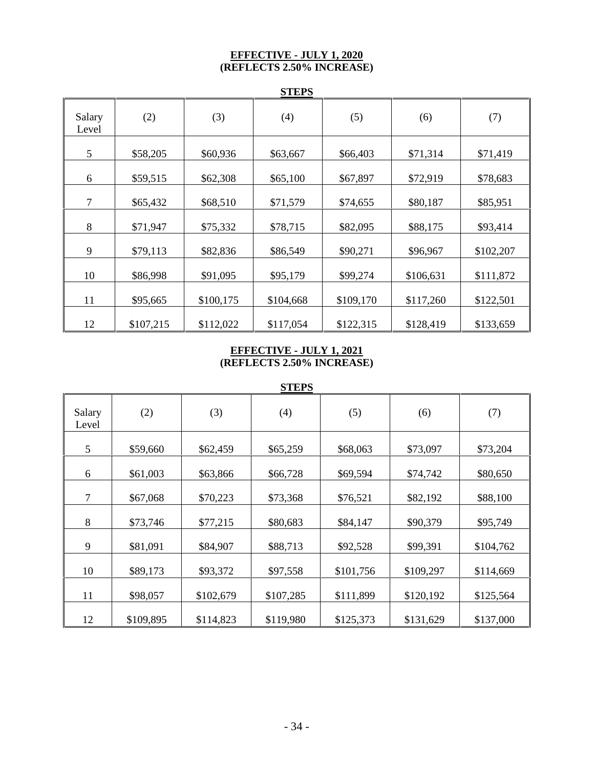**EFFECTIVE - JULY 1, 2020**
**(REFLECTS 2.50% INCREASE)**

**STEPS**

| Salary Level | (2) | (3) | (4) | (5) | (6) | (7) |
|---|---|---|---|---|---|---|
| 5 | $58,205 | $60,936 | $63,667 | $66,403 | $71,314 | $71,419 |
| 6 | $59,515 | $62,308 | $65,100 | $67,897 | $72,919 | $78,683 |
| 7 | $65,432 | $68,510 | $71,579 | $74,655 | $80,187 | $85,951 |
| 8 | $71,947 | $75,332 | $78,715 | $82,095 | $88,175 | $93,414 |
| 9 | $79,113 | $82,836 | $86,549 | $90,271 | $96,967 | $102,207 |
| 10 | $86,998 | $91,095 | $95,179 | $99,274 | $106,631 | $111,872 |
| 11 | $95,665 | $100,175 | $104,668 | $109,170 | $117,260 | $122,501 |
| 12 | $107,215 | $112,022 | $117,054 | $122,315 | $128,419 | $133,659 |

**EFFECTIVE - JULY 1, 2021**
**(REFLECTS 2.50% INCREASE)**

**STEPS**

| Salary Level | (2) | (3) | (4) | (5) | (6) | (7) |
|---|---|---|---|---|---|---|
| 5 | $59,660 | $62,459 | $65,259 | $68,063 | $73,097 | $73,204 |
| 6 | $61,003 | $63,866 | $66,728 | $69,594 | $74,742 | $80,650 |
| 7 | $67,068 | $70,223 | $73,368 | $76,521 | $82,192 | $88,100 |
| 8 | $73,746 | $77,215 | $80,683 | $84,147 | $90,379 | $95,749 |
| 9 | $81,091 | $84,907 | $88,713 | $92,528 | $99,391 | $104,762 |
| 10 | $89,173 | $93,372 | $97,558 | $101,756 | $109,297 | $114,669 |
| 11 | $98,057 | $102,679 | $107,285 | $111,899 | $120,192 | $125,564 |
| 12 | $109,895 | $114,823 | $119,980 | $125,373 | $131,629 | $137,000 |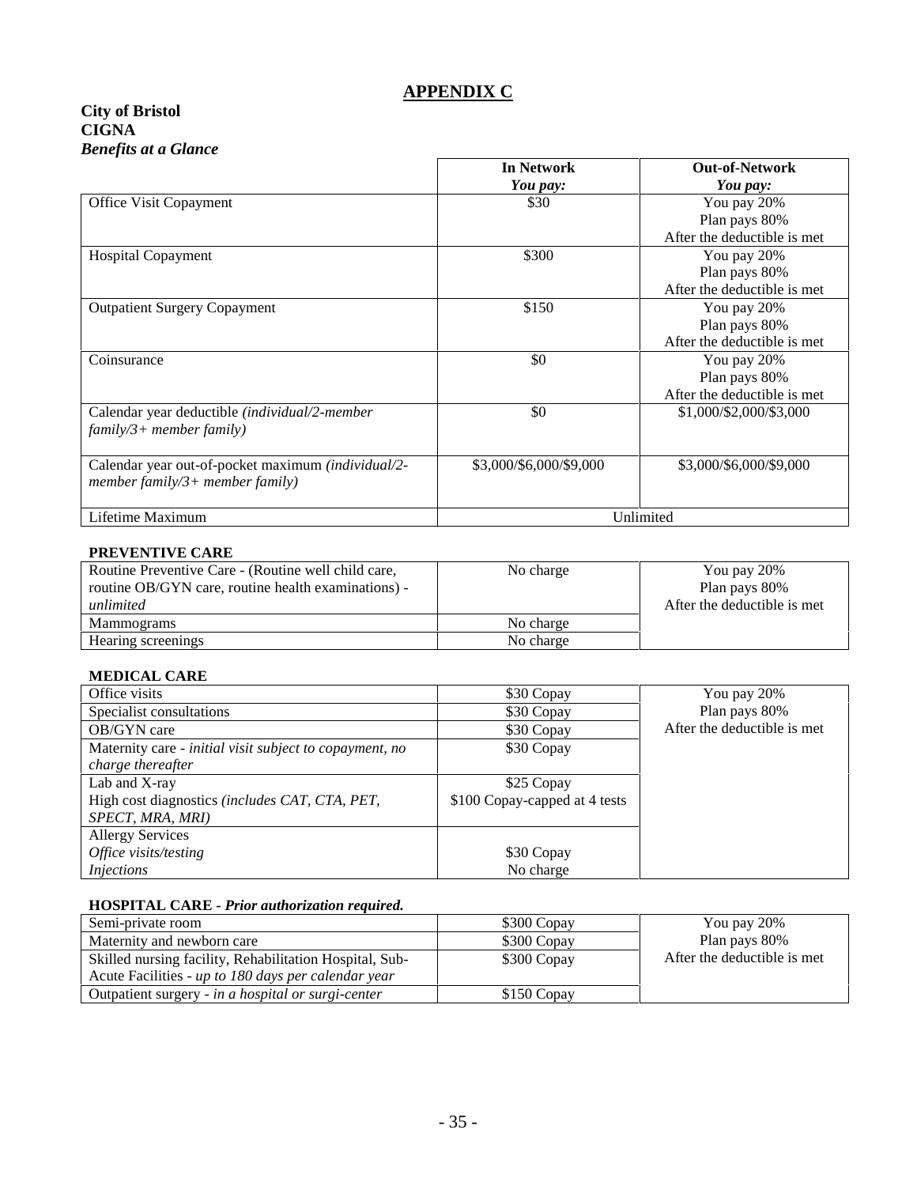# APPENDIX C

**City of Bristol**
**CIGNA**
***Benefits at a Glance***

| | **In Network** *You pay:* | **Out-of-Network** *You pay:* |
|---|---|---|
| Office Visit Copayment | $30 | You pay 20% Plan pays 80% After the deductible is met |
| Hospital Copayment | $300 | You pay 20% Plan pays 80% After the deductible is met |
| Outpatient Surgery Copayment | $150 | You pay 20% Plan pays 80% After the deductible is met |
| Coinsurance | $0 | You pay 20% Plan pays 80% After the deductible is met |
| Calendar year deductible *(individual/2-member family/3+ member family)* | $0 | $1,000/$2,000/$3,000 |
| Calendar year out-of-pocket maximum *(individual/2-member family/3+ member family)* | $3,000/$6,000/$9,000 | $3,000/$6,000/$9,000 |
| Lifetime Maximum | Unlimited | |

**PREVENTIVE CARE**

| | | |
|---|---|---|
| Routine Preventive Care - (Routine well child care, routine OB/GYN care, routine health examinations) - *unlimited* | No charge | You pay 20% Plan pays 80% After the deductible is met |
| Mammograms | No charge | |
| Hearing screenings | No charge | |

**MEDICAL CARE**

| | | |
|---|---|---|
| Office visits | $30 Copay | You pay 20% Plan pays 80% After the deductible is met |
| Specialist consultations | $30 Copay | |
| OB/GYN care | $30 Copay | |
| Maternity care - *initial visit subject to copayment, no charge thereafter* | $30 Copay | |
| Lab and X-ray | $25 Copay | |
| High cost diagnostics *(includes CAT, CTA, PET, SPECT, MRA, MRI)* | $100 Copay-capped at 4 tests | |
| Allergy Services | | |
| *Office visits/testing* | $30 Copay | |
| *Injections* | No charge | |

**HOSPITAL CARE - *Prior authorization required.***

| | | |
|---|---|---|
| Semi-private room | $300 Copay | You pay 20% Plan pays 80% After the deductible is met |
| Maternity and newborn care | $300 Copay | |
| Skilled nursing facility, Rehabilitation Hospital, Sub-Acute Facilities - *up to 180 days per calendar year* | $300 Copay | |
| Outpatient surgery - *in a hospital or surgi-center* | $150 Copay | |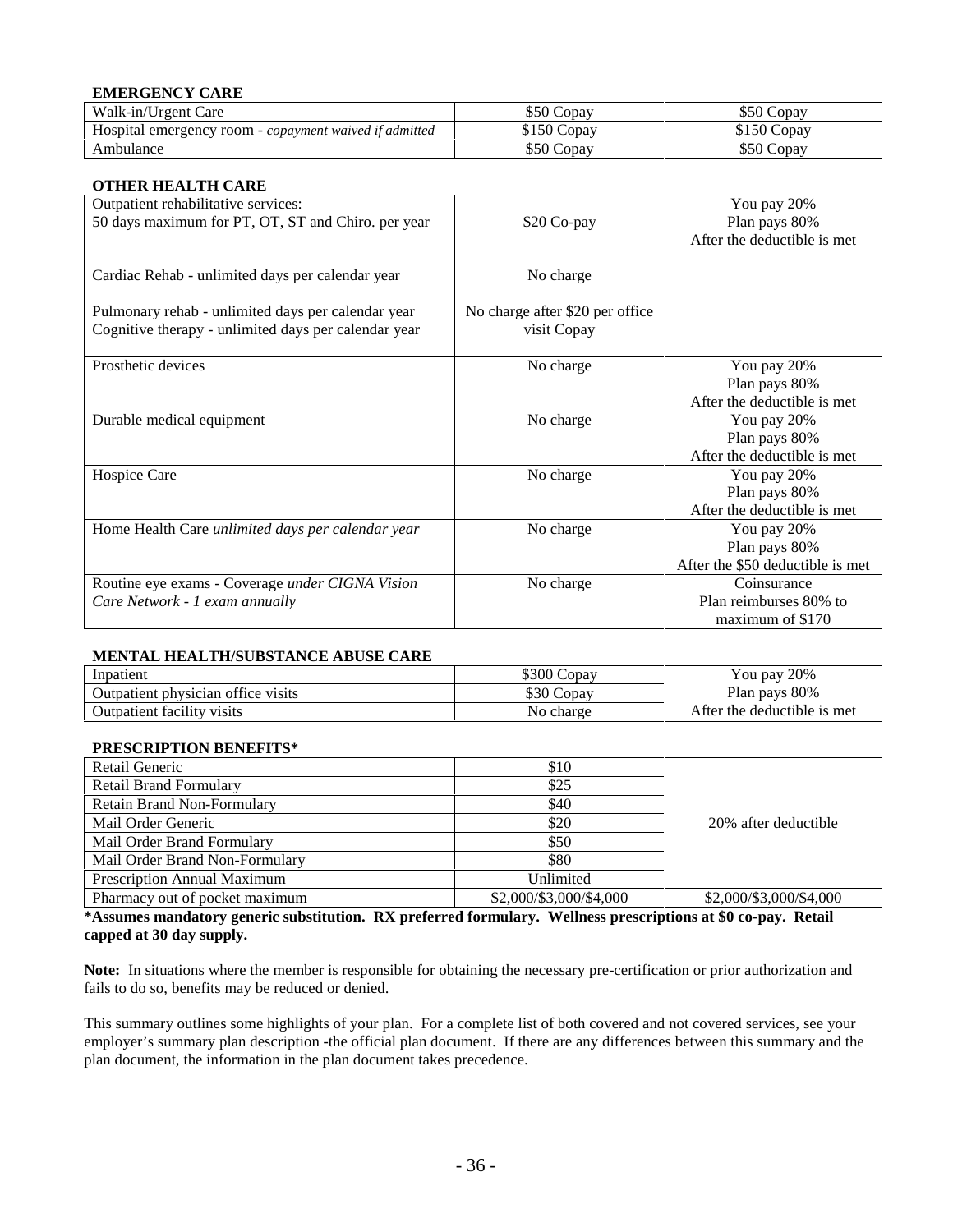**EMERGENCY CARE**

| | | |
|---|---|---|
| Walk-in/Urgent Care | \$50 Copay | \$50 Copay |
| Hospital emergency room - *copayment waived if admitted* | \$150 Copay | \$150 Copay |
| Ambulance | \$50 Copay | \$50 Copay |

**OTHER HEALTH CARE**

| | | |
|---|---|---|
| Outpatient rehabilitative services:<br>50 days maximum for PT, OT, ST and Chiro. per year | \$20 Co-pay | You pay 20%<br>Plan pays 80%<br>After the deductible is met |
| Cardiac Rehab - unlimited days per calendar year | No charge | |
| Pulmonary rehab - unlimited days per calendar year<br>Cognitive therapy - unlimited days per calendar year | No charge after \$20 per office visit Copay | |
| Prosthetic devices | No charge | You pay 20%<br>Plan pays 80%<br>After the deductible is met |
| Durable medical equipment | No charge | You pay 20%<br>Plan pays 80%<br>After the deductible is met |
| Hospice Care | No charge | You pay 20%<br>Plan pays 80%<br>After the deductible is met |
| Home Health Care *unlimited days per calendar year* | No charge | You pay 20%<br>Plan pays 80%<br>After the \$50 deductible is met |
| Routine eye exams - Coverage *under CIGNA Vision Care Network - 1 exam annually* | No charge | Coinsurance<br>Plan reimburses 80% to maximum of \$170 |

**MENTAL HEALTH/SUBSTANCE ABUSE CARE**

| | | |
|---|---|---|
| Inpatient | \$300 Copay | You pay 20%<br>Plan pays 80%<br>After the deductible is met |
| Outpatient physician office visits | \$30 Copay | |
| Outpatient facility visits | No charge | |

**PRESCRIPTION BENEFITS***

| | | |
|---|---|---|
| Retail Generic | \$10 | 20% after deductible |
| Retail Brand Formulary | \$25 | |
| Retain Brand Non-Formulary | \$40 | |
| Mail Order Generic | \$20 | |
| Mail Order Brand Formulary | \$50 | |
| Mail Order Brand Non-Formulary | \$80 | |
| Prescription Annual Maximum | Unlimited | |
| Pharmacy out of pocket maximum | \$2,000/\$3,000/\$4,000 | \$2,000/\$3,000/\$4,000 |

***Assumes mandatory generic substitution. RX preferred formulary. Wellness prescriptions at \$0 co-pay. Retail capped at 30 day supply.**

**Note:** In situations where the member is responsible for obtaining the necessary pre-certification or prior authorization and fails to do so, benefits may be reduced or denied.

This summary outlines some highlights of your plan. For a complete list of both covered and not covered services, see your employer's summary plan description -the official plan document. If there are any differences between this summary and the plan document, the information in the plan document takes precedence.